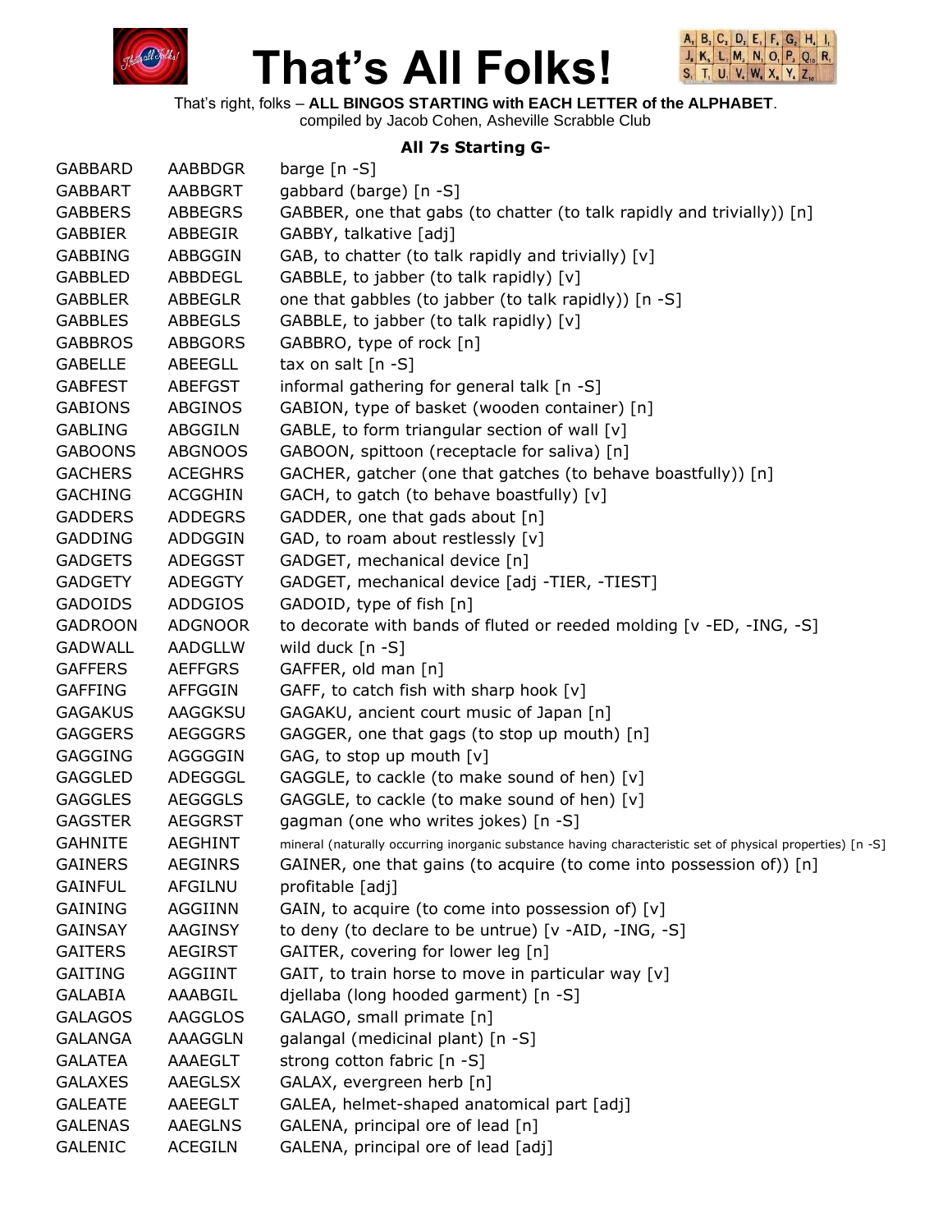# That's All Folks!

That's right, folks – **ALL BINGOS STARTING with EACH LETTER of the ALPHABET**.
compiled by Jacob Cohen, Asheville Scrabble Club

### All 7s Starting G-

| | | |
|---|---|---|
| GABBARD | AABBDGR | barge [n -S] |
| GABBART | AABBGRT | gabbard (barge) [n -S] |
| GABBERS | ABBEGRS | GABBER, one that gabs (to chatter (to talk rapidly and trivially)) [n] |
| GABBIER | ABBEGIR | GABBY, talkative [adj] |
| GABBING | ABBGGIN | GAB, to chatter (to talk rapidly and trivially) [v] |
| GABBLED | ABBDEGL | GABBLE, to jabber (to talk rapidly) [v] |
| GABBLER | ABBEGLR | one that gabbles (to jabber (to talk rapidly)) [n -S] |
| GABBLES | ABBEGLS | GABBLE, to jabber (to talk rapidly) [v] |
| GABBROS | ABBGORS | GABBRO, type of rock [n] |
| GABELLE | ABEEGLL | tax on salt [n -S] |
| GABFEST | ABEFGST | informal gathering for general talk [n -S] |
| GABIONS | ABGINOS | GABION, type of basket (wooden container) [n] |
| GABLING | ABGGILN | GABLE, to form triangular section of wall [v] |
| GABOONS | ABGNOOS | GABOON, spittoon (receptacle for saliva) [n] |
| GACHERS | ACEGHRS | GACHER, gatcher (one that gatches (to behave boastfully)) [n] |
| GACHING | ACGGHIN | GACH, to gatch (to behave boastfully) [v] |
| GADDERS | ADDEGRS | GADDER, one that gads about [n] |
| GADDING | ADDGGIN | GAD, to roam about restlessly [v] |
| GADGETS | ADEGGST | GADGET, mechanical device [n] |
| GADGETY | ADEGGTY | GADGET, mechanical device [adj -TIER, -TIEST] |
| GADOIDS | ADDGIOS | GADOID, type of fish [n] |
| GADROON | ADGNOOR | to decorate with bands of fluted or reeded molding [v -ED, -ING, -S] |
| GADWALL | AADGLLW | wild duck [n -S] |
| GAFFERS | AEFFGRS | GAFFER, old man [n] |
| GAFFING | AFFGGIN | GAFF, to catch fish with sharp hook [v] |
| GAGAKUS | AAGGKSU | GAGAKU, ancient court music of Japan [n] |
| GAGGERS | AEGGGRS | GAGGER, one that gags (to stop up mouth) [n] |
| GAGGING | AGGGGIN | GAG, to stop up mouth [v] |
| GAGGLED | ADEGGGL | GAGGLE, to cackle (to make sound of hen) [v] |
| GAGGLES | AEGGGLS | GAGGLE, to cackle (to make sound of hen) [v] |
| GAGSTER | AEGGRST | gagman (one who writes jokes) [n -S] |
| GAHNITE | AEGHINT | mineral (naturally occurring inorganic substance having characteristic set of physical properties) [n -S] |
| GAINERS | AEGINRS | GAINER, one that gains (to acquire (to come into possession of)) [n] |
| GAINFUL | AFGILNU | profitable [adj] |
| GAINING | AGGIINN | GAIN, to acquire (to come into possession of) [v] |
| GAINSAY | AAGINSY | to deny (to declare to be untrue) [v -AID, -ING, -S] |
| GAITERS | AEGIRST | GAITER, covering for lower leg [n] |
| GAITING | AGGIINT | GAIT, to train horse to move in particular way [v] |
| GALABIA | AAABGIL | djellaba (long hooded garment) [n -S] |
| GALAGOS | AAGGLOS | GALAGO, small primate [n] |
| GALANGA | AAAGGLN | galangal (medicinal plant) [n -S] |
| GALATEA | AAAEGLT | strong cotton fabric [n -S] |
| GALAXES | AAEGLSX | GALAX, evergreen herb [n] |
| GALEATE | AAEEGLT | GALEA, helmet-shaped anatomical part [adj] |
| GALENAS | AAEGLNS | GALENA, principal ore of lead [n] |
| GALENIC | ACEGILN | GALENA, principal ore of lead [adj] |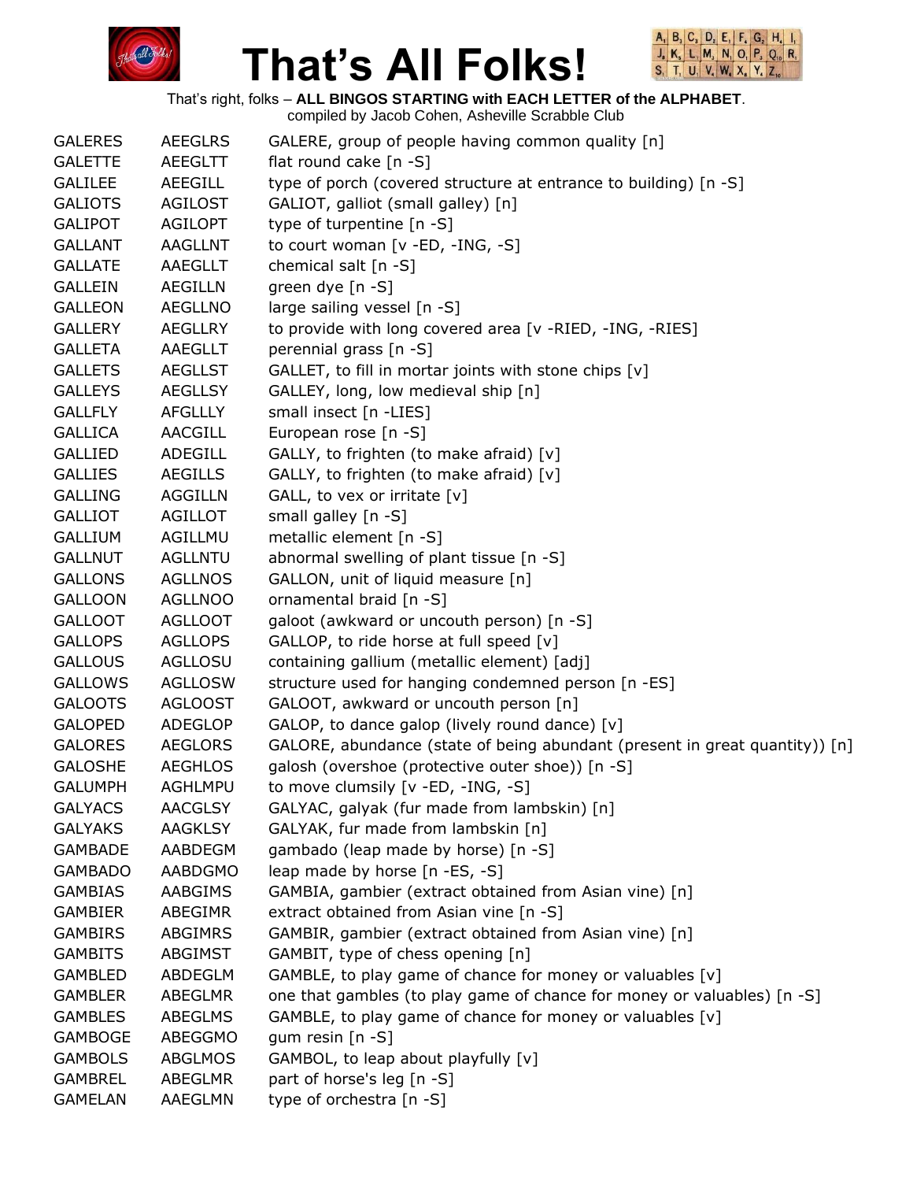# That's All Folks!

That's right, folks – **ALL BINGOS STARTING with EACH LETTER of the ALPHABET**.
compiled by Jacob Cohen, Asheville Scrabble Club

| | | |
|---|---|---|
| GALERES | AEEGLRS | GALERE, group of people having common quality [n] |
| GALETTE | AEEGLTT | flat round cake [n -S] |
| GALILEE | AEEGILL | type of porch (covered structure at entrance to building) [n -S] |
| GALIOTS | AGILOST | GALIOT, galliot (small galley) [n] |
| GALIPOT | AGILOPT | type of turpentine [n -S] |
| GALLANT | AAGLLNT | to court woman [v -ED, -ING, -S] |
| GALLATE | AAEGLLT | chemical salt [n -S] |
| GALLEIN | AEGILLN | green dye [n -S] |
| GALLEON | AEGLLNO | large sailing vessel [n -S] |
| GALLERY | AEGLLRY | to provide with long covered area [v -RIED, -ING, -RIES] |
| GALLETA | AAEGLLT | perennial grass [n -S] |
| GALLETS | AEGLLST | GALLET, to fill in mortar joints with stone chips [v] |
| GALLEYS | AEGLLSY | GALLEY, long, low medieval ship [n] |
| GALLFLY | AFGLLLY | small insect [n -LIES] |
| GALLICA | AACGILL | European rose [n -S] |
| GALLIED | ADEGILL | GALLY, to frighten (to make afraid) [v] |
| GALLIES | AEGILLS | GALLY, to frighten (to make afraid) [v] |
| GALLING | AGGILLN | GALL, to vex or irritate [v] |
| GALLIOT | AGILLOT | small galley [n -S] |
| GALLIUM | AGILLMU | metallic element [n -S] |
| GALLNUT | AGLLNTU | abnormal swelling of plant tissue [n -S] |
| GALLONS | AGLLNOS | GALLON, unit of liquid measure [n] |
| GALLOON | AGLLNOO | ornamental braid [n -S] |
| GALLOOT | AGLLOOT | galoot (awkward or uncouth person) [n -S] |
| GALLOPS | AGLLOPS | GALLOP, to ride horse at full speed [v] |
| GALLOUS | AGLLOSU | containing gallium (metallic element) [adj] |
| GALLOWS | AGLLOSW | structure used for hanging condemned person [n -ES] |
| GALOOTS | AGLOOST | GALOOT, awkward or uncouth person [n] |
| GALOPED | ADEGLOP | GALOP, to dance galop (lively round dance) [v] |
| GALORES | AEGLORS | GALORE, abundance (state of being abundant (present in great quantity)) [n] |
| GALOSHE | AEGHLOS | galosh (overshoe (protective outer shoe)) [n -S] |
| GALUMPH | AGHLMPU | to move clumsily [v -ED, -ING, -S] |
| GALYACS | AACGLSY | GALYAC, galyak (fur made from lambskin) [n] |
| GALYAKS | AAGKLSY | GALYAK, fur made from lambskin [n] |
| GAMBADE | AABDEGM | gambado (leap made by horse) [n -S] |
| GAMBADO | AABDGMO | leap made by horse [n -ES, -S] |
| GAMBIAS | AABGIMS | GAMBIA, gambier (extract obtained from Asian vine) [n] |
| GAMBIER | ABEGIMR | extract obtained from Asian vine [n -S] |
| GAMBIRS | ABGIMRS | GAMBIR, gambier (extract obtained from Asian vine) [n] |
| GAMBITS | ABGIMST | GAMBIT, type of chess opening [n] |
| GAMBLED | ABDEGLM | GAMBLE, to play game of chance for money or valuables [v] |
| GAMBLER | ABEGLMR | one that gambles (to play game of chance for money or valuables) [n -S] |
| GAMBLES | ABEGLMS | GAMBLE, to play game of chance for money or valuables [v] |
| GAMBOGE | ABEGGMO | gum resin [n -S] |
| GAMBOLS | ABGLMOS | GAMBOL, to leap about playfully [v] |
| GAMBREL | ABEGLMR | part of horse's leg [n -S] |
| GAMELAN | AAEGLMN | type of orchestra [n -S] |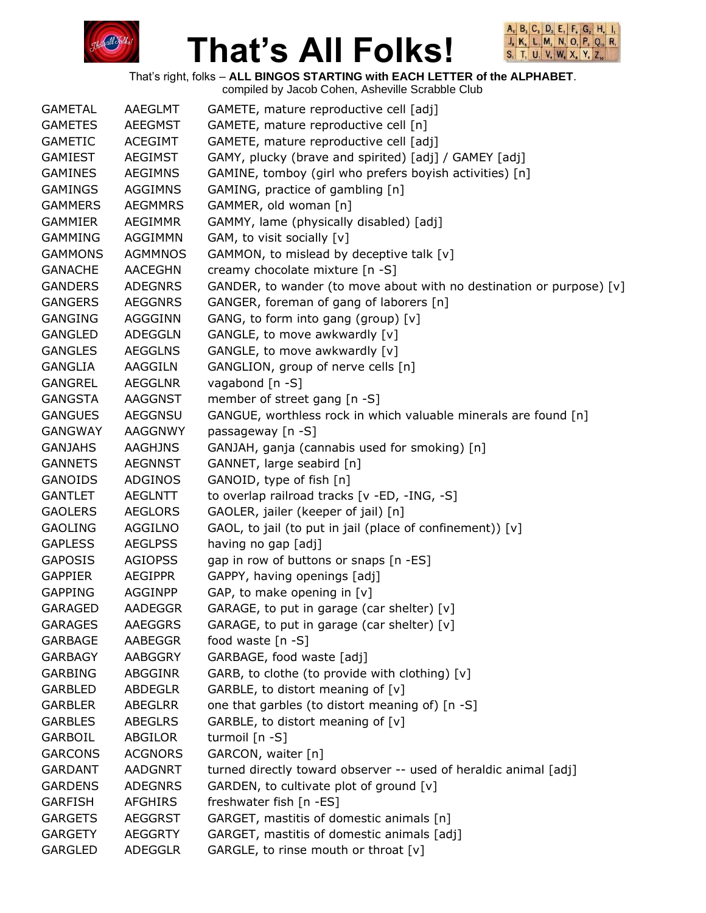# That's All Folks!

That's right, folks – **ALL BINGOS STARTING with EACH LETTER of the ALPHABET**.
compiled by Jacob Cohen, Asheville Scrabble Club

| | | |
|---|---|---|
| GAMETAL | AAEGLMT | GAMETE, mature reproductive cell [adj] |
| GAMETES | AEEGMST | GAMETE, mature reproductive cell [n] |
| GAMETIC | ACEGIMT | GAMETE, mature reproductive cell [adj] |
| GAMIEST | AEGIMST | GAMY, plucky (brave and spirited) [adj] / GAMEY [adj] |
| GAMINES | AEGIMNS | GAMINE, tomboy (girl who prefers boyish activities) [n] |
| GAMINGS | AGGIMNS | GAMING, practice of gambling [n] |
| GAMMERS | AEGMMRS | GAMMER, old woman [n] |
| GAMMIER | AEGIMMR | GAMMY, lame (physically disabled) [adj] |
| GAMMING | AGGIMMN | GAM, to visit socially [v] |
| GAMMONS | AGMMNOS | GAMMON, to mislead by deceptive talk [v] |
| GANACHE | AACEGHN | creamy chocolate mixture [n -S] |
| GANDERS | ADEGNRS | GANDER, to wander (to move about with no destination or purpose) [v] |
| GANGERS | AEGGNRS | GANGER, foreman of gang of laborers [n] |
| GANGING | AGGGINN | GANG, to form into gang (group) [v] |
| GANGLED | ADEGGLN | GANGLE, to move awkwardly [v] |
| GANGLES | AEGGLNS | GANGLE, to move awkwardly [v] |
| GANGLIA | AAGGILN | GANGLION, group of nerve cells [n] |
| GANGREL | AEGGLNR | vagabond [n -S] |
| GANGSTA | AAGGNST | member of street gang [n -S] |
| GANGUES | AEGGNSU | GANGUE, worthless rock in which valuable minerals are found [n] |
| GANGWAY | AAGGNWY | passageway [n -S] |
| GANJAHS | AAGHJNS | GANJAH, ganja (cannabis used for smoking) [n] |
| GANNETS | AEGNNST | GANNET, large seabird [n] |
| GANOIDS | ADGINOS | GANOID, type of fish [n] |
| GANTLET | AEGLNTT | to overlap railroad tracks [v -ED, -ING, -S] |
| GAOLERS | AEGLORS | GAOLER, jailer (keeper of jail) [n] |
| GAOLING | AGGILNO | GAOL, to jail (to put in jail (place of confinement)) [v] |
| GAPLESS | AEGLPSS | having no gap [adj] |
| GAPOSIS | AGIOPSS | gap in row of buttons or snaps [n -ES] |
| GAPPIER | AEGIPPR | GAPPY, having openings [adj] |
| GAPPING | AGGINPP | GAP, to make opening in [v] |
| GARAGED | AADEGGR | GARAGE, to put in garage (car shelter) [v] |
| GARAGES | AAEGGRS | GARAGE, to put in garage (car shelter) [v] |
| GARBAGE | AABEGGR | food waste [n -S] |
| GARBAGY | AABGGRY | GARBAGE, food waste [adj] |
| GARBING | ABGGINR | GARB, to clothe (to provide with clothing) [v] |
| GARBLED | ABDEGLR | GARBLE, to distort meaning of [v] |
| GARBLER | ABEGLRR | one that garbles (to distort meaning of) [n -S] |
| GARBLES | ABEGLRS | GARBLE, to distort meaning of [v] |
| GARBOIL | ABGILOR | turmoil [n -S] |
| GARCONS | ACGNORS | GARCON, waiter [n] |
| GARDANT | AADGNRT | turned directly toward observer -- used of heraldic animal [adj] |
| GARDENS | ADEGNRS | GARDEN, to cultivate plot of ground [v] |
| GARFISH | AFGHIRS | freshwater fish [n -ES] |
| GARGETS | AEGGRST | GARGET, mastitis of domestic animals [n] |
| GARGETY | AEGGRTY | GARGET, mastitis of domestic animals [adj] |
| GARGLED | ADEGGLR | GARGLE, to rinse mouth or throat [v] |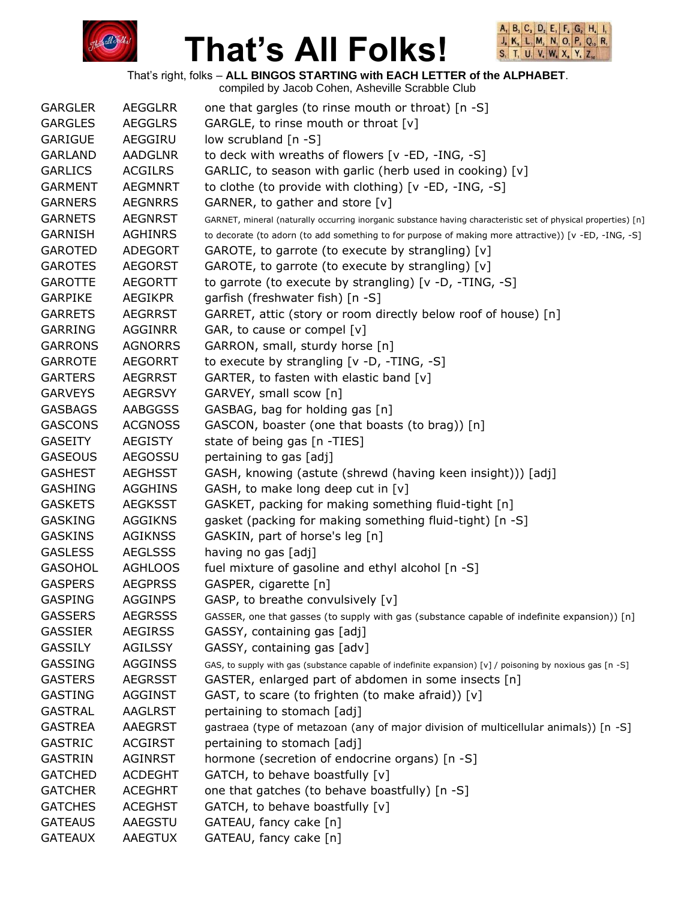# That's All Folks!

That's right, folks – **ALL BINGOS STARTING with EACH LETTER of the ALPHABET**.
compiled by Jacob Cohen, Asheville Scrabble Club

| | | |
|---|---|---|
| GARGLER | AEGGLRR | one that gargles (to rinse mouth or throat) [n -S] |
| GARGLES | AEGGLRS | GARGLE, to rinse mouth or throat [v] |
| GARIGUE | AEGGIRU | low scrubland [n -S] |
| GARLAND | AADGLNR | to deck with wreaths of flowers [v -ED, -ING, -S] |
| GARLICS | ACGILRS | GARLIC, to season with garlic (herb used in cooking) [v] |
| GARMENT | AEGMNRT | to clothe (to provide with clothing) [v -ED, -ING, -S] |
| GARNERS | AEGNRRS | GARNER, to gather and store [v] |
| GARNETS | AEGNRST | GARNET, mineral (naturally occurring inorganic substance having characteristic set of physical properties) [n] |
| GARNISH | AGHINRS | to decorate (to adorn (to add something to for purpose of making more attractive)) [v -ED, -ING, -S] |
| GAROTED | ADEGORT | GAROTE, to garrote (to execute by strangling) [v] |
| GAROTES | AEGORST | GAROTE, to garrote (to execute by strangling) [v] |
| GAROTTE | AEGORTT | to garrote (to execute by strangling) [v -D, -TING, -S] |
| GARPIKE | AEGIKPR | garfish (freshwater fish) [n -S] |
| GARRETS | AEGRRST | GARRET, attic (story or room directly below roof of house) [n] |
| GARRING | AGGINRR | GAR, to cause or compel [v] |
| GARRONS | AGNORRS | GARRON, small, sturdy horse [n] |
| GARROTE | AEGORRT | to execute by strangling [v -D, -TING, -S] |
| GARTERS | AEGRRST | GARTER, to fasten with elastic band [v] |
| GARVEYS | AEGRSVY | GARVEY, small scow [n] |
| GASBAGS | AABGGSS | GASBAG, bag for holding gas [n] |
| GASCONS | ACGNOSS | GASCON, boaster (one that boasts (to brag)) [n] |
| GASEITY | AEGISTY | state of being gas [n -TIES] |
| GASEOUS | AEGOSSU | pertaining to gas [adj] |
| GASHEST | AEGHSST | GASH, knowing (astute (shrewd (having keen insight))) [adj] |
| GASHING | AGGHINS | GASH, to make long deep cut in [v] |
| GASKETS | AEGKSST | GASKET, packing for making something fluid-tight [n] |
| GASKING | AGGIKNS | gasket (packing for making something fluid-tight) [n -S] |
| GASKINS | AGIKNSS | GASKIN, part of horse's leg [n] |
| GASLESS | AEGLSSS | having no gas [adj] |
| GASOHOL | AGHLOOS | fuel mixture of gasoline and ethyl alcohol [n -S] |
| GASPERS | AEGPRSS | GASPER, cigarette [n] |
| GASPING | AGGINPS | GASP, to breathe convulsively [v] |
| GASSERS | AEGRSSS | GASSER, one that gasses (to supply with gas (substance capable of indefinite expansion)) [n] |
| GASSIER | AEGIRSS | GASSY, containing gas [adj] |
| GASSILY | AGILSSY | GASSY, containing gas [adv] |
| GASSING | AGGINSS | GAS, to supply with gas (substance capable of indefinite expansion) [v] / poisoning by noxious gas [n -S] |
| GASTERS | AEGRSST | GASTER, enlarged part of abdomen in some insects [n] |
| GASTING | AGGINST | GAST, to scare (to frighten (to make afraid)) [v] |
| GASTRAL | AAGLRST | pertaining to stomach [adj] |
| GASTREA | AAEGRST | gastraea (type of metazoan (any of major division of multicellular animals)) [n -S] |
| GASTRIC | ACGIRST | pertaining to stomach [adj] |
| GASTRIN | AGINRST | hormone (secretion of endocrine organs) [n -S] |
| GATCHED | ACDEGHT | GATCH, to behave boastfully [v] |
| GATCHER | ACEGHRT | one that gatches (to behave boastfully) [n -S] |
| GATCHES | ACEGHST | GATCH, to behave boastfully [v] |
| GATEAUS | AAEGSTU | GATEAU, fancy cake [n] |
| GATEAUX | AAEGTUX | GATEAU, fancy cake [n] |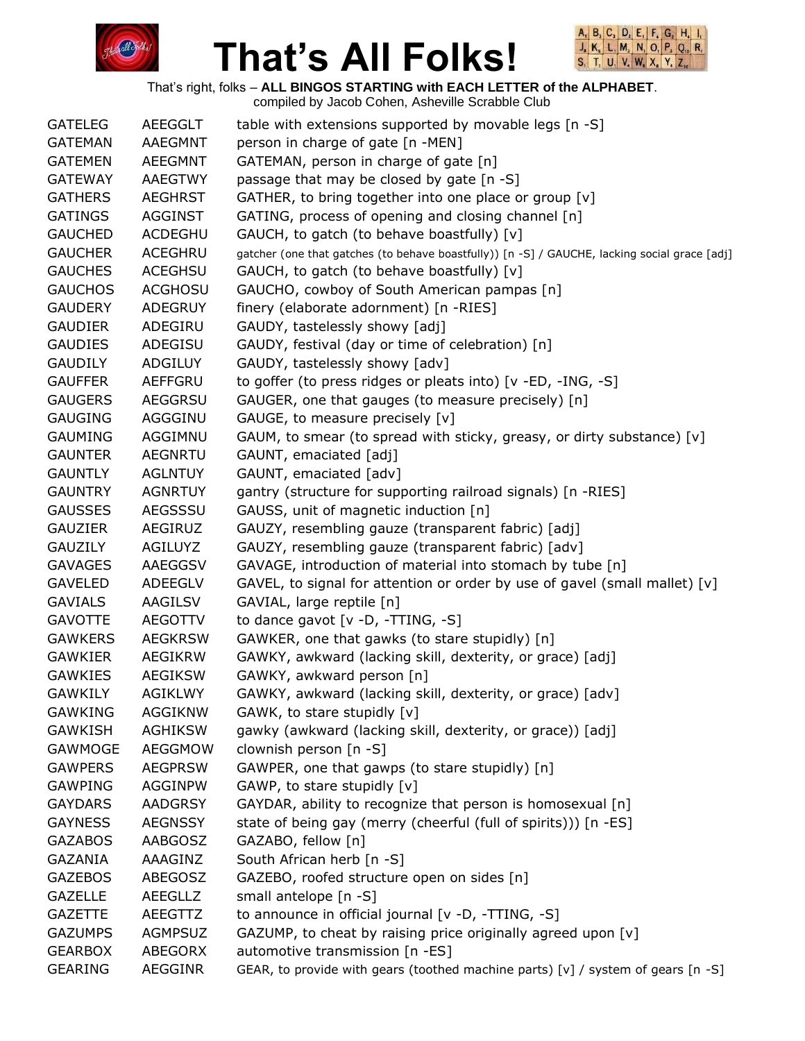# That's All Folks!

That's right, folks – **ALL BINGOS STARTING with EACH LETTER of the ALPHABET**.
compiled by Jacob Cohen, Asheville Scrabble Club

| | | |
|---|---|---|
| GATELEG | AEEGGLT | table with extensions supported by movable legs [n -S] |
| GATEMAN | AAEGMNT | person in charge of gate [n -MEN] |
| GATEMEN | AEEGMNT | GATEMAN, person in charge of gate [n] |
| GATEWAY | AAEGTWY | passage that may be closed by gate [n -S] |
| GATHERS | AEGHRST | GATHER, to bring together into one place or group [v] |
| GATINGS | AGGINST | GATING, process of opening and closing channel [n] |
| GAUCHED | ACDEGHU | GAUCH, to gatch (to behave boastfully) [v] |
| GAUCHER | ACEGHRU | gatcher (one that gatches (to behave boastfully)) [n -S] / GAUCHE, lacking social grace [adj] |
| GAUCHES | ACEGHSU | GAUCH, to gatch (to behave boastfully) [v] |
| GAUCHOS | ACGHOSU | GAUCHO, cowboy of South American pampas [n] |
| GAUDERY | ADEGRUY | finery (elaborate adornment) [n -RIES] |
| GAUDIER | ADEGIRU | GAUDY, tastelessly showy [adj] |
| GAUDIES | ADEGISU | GAUDY, festival (day or time of celebration) [n] |
| GAUDILY | ADGILUY | GAUDY, tastelessly showy [adv] |
| GAUFFER | AEFFGRU | to goffer (to press ridges or pleats into) [v -ED, -ING, -S] |
| GAUGERS | AEGGRSU | GAUGER, one that gauges (to measure precisely) [n] |
| GAUGING | AGGGINU | GAUGE, to measure precisely [v] |
| GAUMING | AGGIMNU | GAUM, to smear (to spread with sticky, greasy, or dirty substance) [v] |
| GAUNTER | AEGNRTU | GAUNT, emaciated [adj] |
| GAUNTLY | AGLNTUY | GAUNT, emaciated [adv] |
| GAUNTRY | AGNRTUY | gantry (structure for supporting railroad signals) [n -RIES] |
| GAUSSES | AEGSSSU | GAUSS, unit of magnetic induction [n] |
| GAUZIER | AEGIRUZ | GAUZY, resembling gauze (transparent fabric) [adj] |
| GAUZILY | AGILUYZ | GAUZY, resembling gauze (transparent fabric) [adv] |
| GAVAGES | AAEGGSV | GAVAGE, introduction of material into stomach by tube [n] |
| GAVELED | ADEEGLV | GAVEL, to signal for attention or order by use of gavel (small mallet) [v] |
| GAVIALS | AAGILSV | GAVIAL, large reptile [n] |
| GAVOTTE | AEGOTTV | to dance gavot [v -D, -TTING, -S] |
| GAWKERS | AEGKRSW | GAWKER, one that gawks (to stare stupidly) [n] |
| GAWKIER | AEGIKRW | GAWKY, awkward (lacking skill, dexterity, or grace) [adj] |
| GAWKIES | AEGIKSW | GAWKY, awkward person [n] |
| GAWKILY | AGIKLWY | GAWKY, awkward (lacking skill, dexterity, or grace) [adv] |
| GAWKING | AGGIKNW | GAWK, to stare stupidly [v] |
| GAWKISH | AGHIKSW | gawky (awkward (lacking skill, dexterity, or grace)) [adj] |
| GAWMOGE | AEGGMOW | clownish person [n -S] |
| GAWPERS | AEGPRSW | GAWPER, one that gawps (to stare stupidly) [n] |
| GAWPING | AGGINPW | GAWP, to stare stupidly [v] |
| GAYDARS | AADGRSY | GAYDAR, ability to recognize that person is homosexual [n] |
| GAYNESS | AEGNSSY | state of being gay (merry (cheerful (full of spirits))) [n -ES] |
| GAZABOS | AABGOSZ | GAZABO, fellow [n] |
| GAZANIA | AAAGINZ | South African herb [n -S] |
| GAZEBOS | ABEGOSZ | GAZEBO, roofed structure open on sides [n] |
| GAZELLE | AEEGLLZ | small antelope [n -S] |
| GAZETTE | AEEGTTZ | to announce in official journal [v -D, -TTING, -S] |
| GAZUMPS | AGMPSUZ | GAZUMP, to cheat by raising price originally agreed upon [v] |
| GEARBOX | ABEGORX | automotive transmission [n -ES] |
| GEARING | AEGGINR | GEAR, to provide with gears (toothed machine parts) [v] / system of gears [n -S] |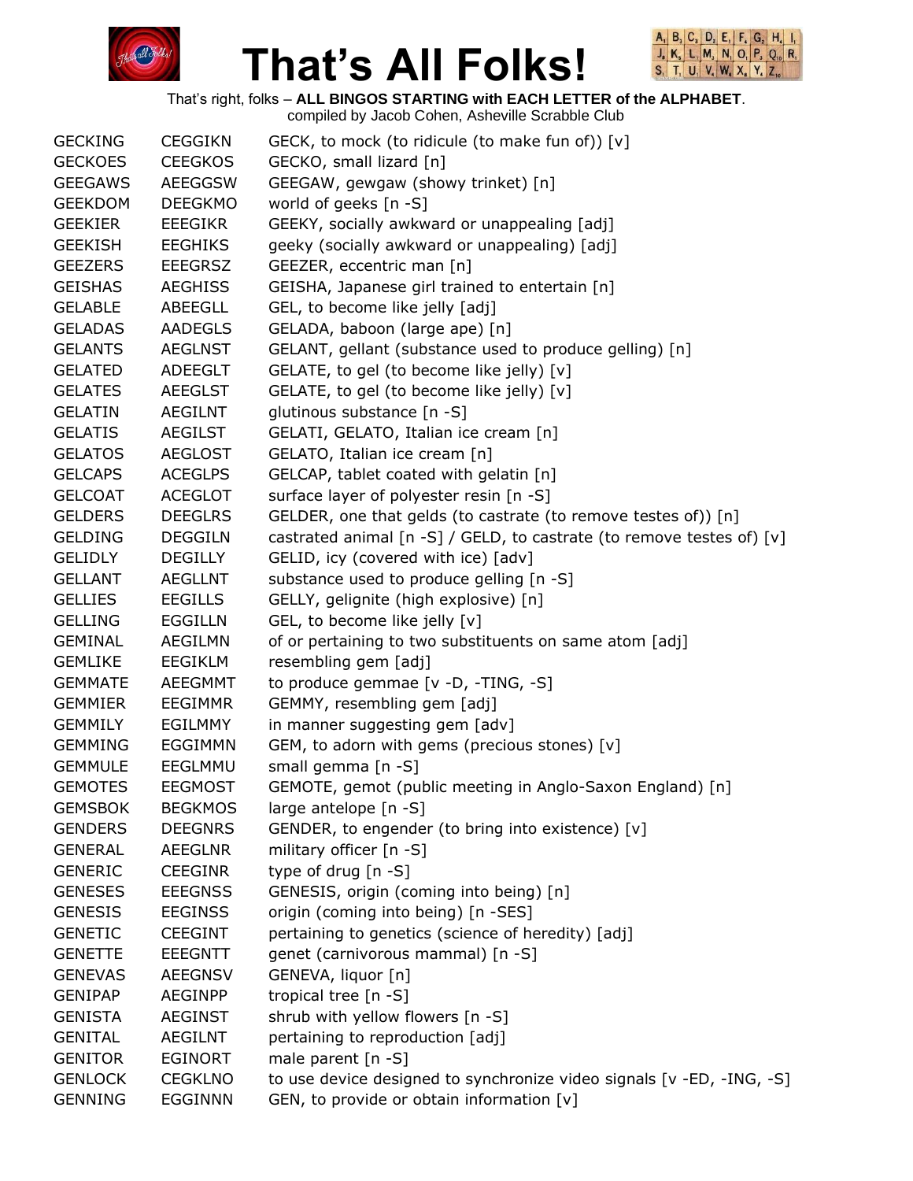# That's All Folks!

That's right, folks – **ALL BINGOS STARTING with EACH LETTER of the ALPHABET**.
compiled by Jacob Cohen, Asheville Scrabble Club

| | | |
|---|---|---|
| GECKING | CEGGIKN | GECK, to mock (to ridicule (to make fun of)) [v] |
| GECKOES | CEEGKOS | GECKO, small lizard [n] |
| GEEGAWS | AEEGGSW | GEEGAW, gewgaw (showy trinket) [n] |
| GEEKDOM | DEEGKMO | world of geeks [n -S] |
| GEEKIER | EEEGIKR | GEEKY, socially awkward or unappealing [adj] |
| GEEKISH | EEGHIKS | geeky (socially awkward or unappealing) [adj] |
| GEEZERS | EEEGRSZ | GEEZER, eccentric man [n] |
| GEISHAS | AEGHISS | GEISHA, Japanese girl trained to entertain [n] |
| GELABLE | ABEEGLL | GEL, to become like jelly [adj] |
| GELADAS | AADEGLS | GELADA, baboon (large ape) [n] |
| GELANTS | AEGLNST | GELANT, gellant (substance used to produce gelling) [n] |
| GELATED | ADEEGLT | GELATE, to gel (to become like jelly) [v] |
| GELATES | AEEGLST | GELATE, to gel (to become like jelly) [v] |
| GELATIN | AEGILNT | glutinous substance [n -S] |
| GELATIS | AEGILST | GELATI, GELATO, Italian ice cream [n] |
| GELATOS | AEGLOST | GELATO, Italian ice cream [n] |
| GELCAPS | ACEGLPS | GELCAP, tablet coated with gelatin [n] |
| GELCOAT | ACEGLOT | surface layer of polyester resin [n -S] |
| GELDERS | DEEGLRS | GELDER, one that gelds (to castrate (to remove testes of)) [n] |
| GELDING | DEGGILN | castrated animal [n -S] / GELD, to castrate (to remove testes of) [v] |
| GELIDLY | DEGILLY | GELID, icy (covered with ice) [adv] |
| GELLANT | AEGLLNT | substance used to produce gelling [n -S] |
| GELLIES | EEGILLS | GELLY, gelignite (high explosive) [n] |
| GELLING | EGGILLN | GEL, to become like jelly [v] |
| GEMINAL | AEGILMN | of or pertaining to two substituents on same atom [adj] |
| GEMLIKE | EEGIKLM | resembling gem [adj] |
| GEMMATE | AEEGMMT | to produce gemmae [v -D, -TING, -S] |
| GEMMIER | EEGIMMR | GEMMY, resembling gem [adj] |
| GEMMILY | EGILMMY | in manner suggesting gem [adv] |
| GEMMING | EGGIMMN | GEM, to adorn with gems (precious stones) [v] |
| GEMMULE | EEGLMMU | small gemma [n -S] |
| GEMOTES | EEGMOST | GEMOTE, gemot (public meeting in Anglo-Saxon England) [n] |
| GEMSBOK | BEGKMOS | large antelope [n -S] |
| GENDERS | DEEGNRS | GENDER, to engender (to bring into existence) [v] |
| GENERAL | AEEGLNR | military officer [n -S] |
| GENERIC | CEEGINR | type of drug [n -S] |
| GENESES | EEEGNSS | GENESIS, origin (coming into being) [n] |
| GENESIS | EEGINSS | origin (coming into being) [n -SES] |
| GENETIC | CEEGINT | pertaining to genetics (science of heredity) [adj] |
| GENETTE | EEEGNTT | genet (carnivorous mammal) [n -S] |
| GENEVAS | AEEGNSV | GENEVA, liquor [n] |
| GENIPAP | AEGINPP | tropical tree [n -S] |
| GENISTA | AEGINST | shrub with yellow flowers [n -S] |
| GENITAL | AEGILNT | pertaining to reproduction [adj] |
| GENITOR | EGINORT | male parent [n -S] |
| GENLOCK | CEGKLNO | to use device designed to synchronize video signals [v -ED, -ING, -S] |
| GENNING | EGGINNN | GEN, to provide or obtain information [v] |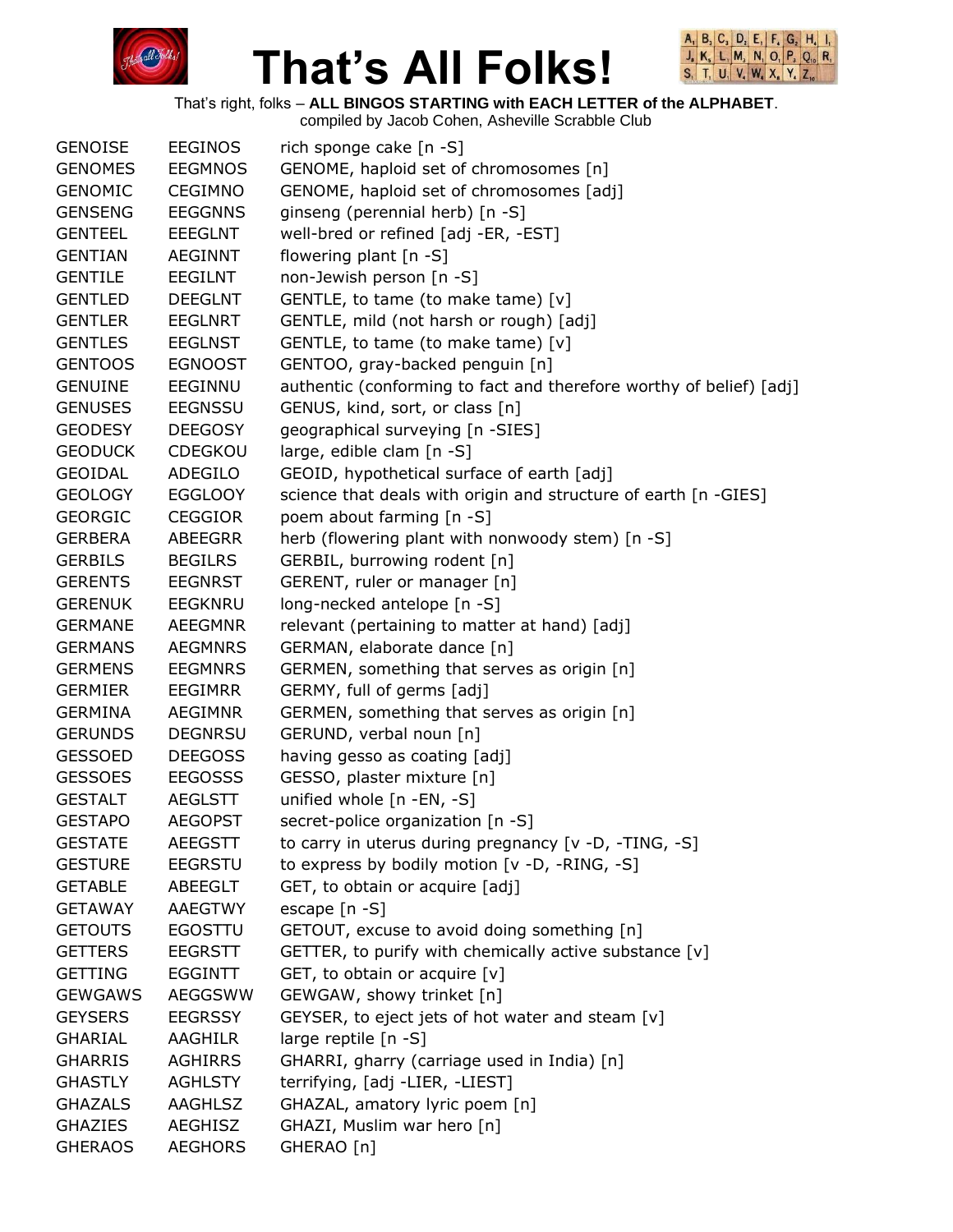# That's All Folks!

That's right, folks – **ALL BINGOS STARTING with EACH LETTER of the ALPHABET**.
compiled by Jacob Cohen, Asheville Scrabble Club

| | | |
|---|---|---|
| GENOISE | EEGINOS | rich sponge cake [n -S] |
| GENOMES | EEGMNOS | GENOME, haploid set of chromosomes [n] |
| GENOMIC | CEGIMNO | GENOME, haploid set of chromosomes [adj] |
| GENSENG | EEGGNNS | ginseng (perennial herb) [n -S] |
| GENTEEL | EEEGLNT | well-bred or refined [adj -ER, -EST] |
| GENTIAN | AEGINNT | flowering plant [n -S] |
| GENTILE | EEGILNT | non-Jewish person [n -S] |
| GENTLED | DEEGLNT | GENTLE, to tame (to make tame) [v] |
| GENTLER | EEGLNRT | GENTLE, mild (not harsh or rough) [adj] |
| GENTLES | EEGLNST | GENTLE, to tame (to make tame) [v] |
| GENTOOS | EGNOOST | GENTOO, gray-backed penguin [n] |
| GENUINE | EEGINNU | authentic (conforming to fact and therefore worthy of belief) [adj] |
| GENUSES | EEGNSSU | GENUS, kind, sort, or class [n] |
| GEODESY | DEEGOSY | geographical surveying [n -SIES] |
| GEODUCK | CDEGKOU | large, edible clam [n -S] |
| GEOIDAL | ADEGILO | GEOID, hypothetical surface of earth [adj] |
| GEOLOGY | EGGLOOY | science that deals with origin and structure of earth [n -GIES] |
| GEORGIC | CEGGIOR | poem about farming [n -S] |
| GERBERA | ABEEGRR | herb (flowering plant with nonwoody stem) [n -S] |
| GERBILS | BEGILRS | GERBIL, burrowing rodent [n] |
| GERENTS | EEGNRST | GERENT, ruler or manager [n] |
| GERENUK | EEGKNRU | long-necked antelope [n -S] |
| GERMANE | AEEGMNR | relevant (pertaining to matter at hand) [adj] |
| GERMANS | AEGMNRS | GERMAN, elaborate dance [n] |
| GERMENS | EEGMNRS | GERMEN, something that serves as origin [n] |
| GERMIER | EEGIMRR | GERMY, full of germs [adj] |
| GERMINA | AEGIMNR | GERMEN, something that serves as origin [n] |
| GERUNDS | DEGNRSU | GERUND, verbal noun [n] |
| GESSOED | DEEGOSS | having gesso as coating [adj] |
| GESSOES | EEGOSSS | GESSO, plaster mixture [n] |
| GESTALT | AEGLSTT | unified whole [n -EN, -S] |
| GESTAPO | AEGOPST | secret-police organization [n -S] |
| GESTATE | AEEGSTT | to carry in uterus during pregnancy [v -D, -TING, -S] |
| GESTURE | EEGRSTU | to express by bodily motion [v -D, -RING, -S] |
| GETABLE | ABEEGLT | GET, to obtain or acquire [adj] |
| GETAWAY | AAEGTWY | escape [n -S] |
| GETOUTS | EGOSTTU | GETOUT, excuse to avoid doing something [n] |
| GETTERS | EEGRSTT | GETTER, to purify with chemically active substance [v] |
| GETTING | EGGINTT | GET, to obtain or acquire [v] |
| GEWGAWS | AEGGSWW | GEWGAW, showy trinket [n] |
| GEYSERS | EEGRSSY | GEYSER, to eject jets of hot water and steam [v] |
| GHARIAL | AAGHILR | large reptile [n -S] |
| GHARRIS | AGHIRRS | GHARRI, gharry (carriage used in India) [n] |
| GHASTLY | AGHLSTY | terrifying, [adj -LIER, -LIEST] |
| GHAZALS | AAGHLSZ | GHAZAL, amatory lyric poem [n] |
| GHAZIES | AEGHISZ | GHAZI, Muslim war hero [n] |
| GHERAOS | AEGHORS | GHERAO [n] |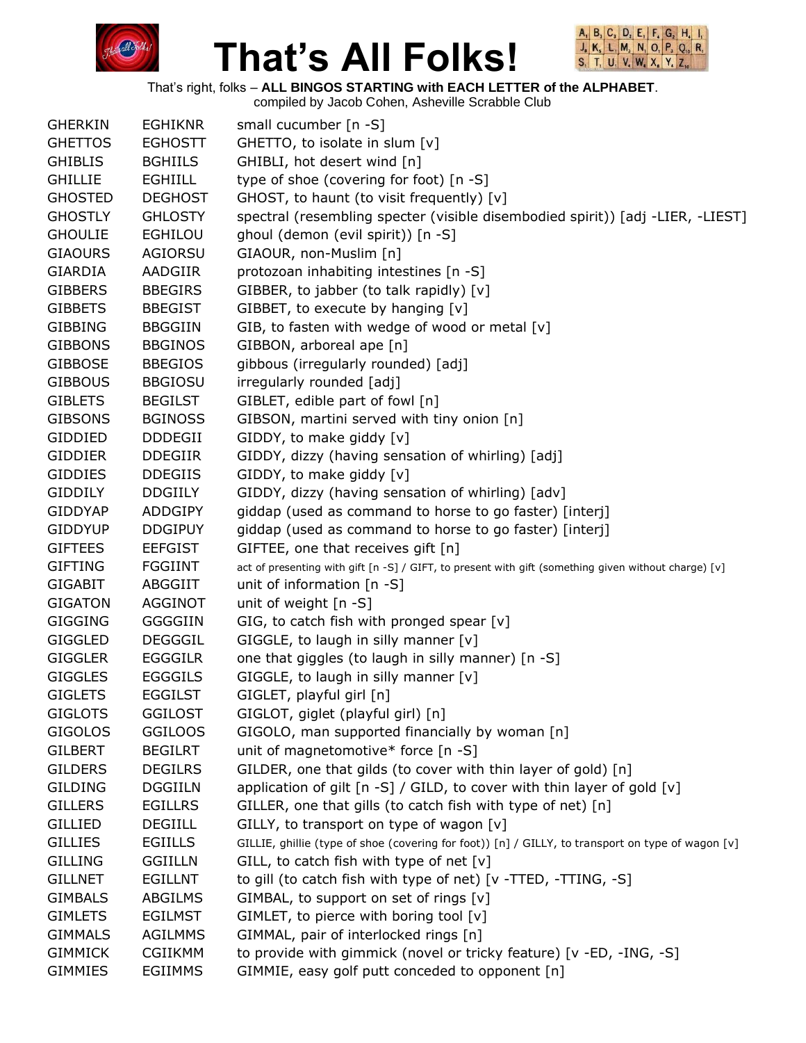# That's All Folks!

That's right, folks – **ALL BINGOS STARTING with EACH LETTER of the ALPHABET**.
compiled by Jacob Cohen, Asheville Scrabble Club

| | | |
|---|---|---|
| GHERKIN | EGHIKNR | small cucumber [n -S] |
| GHETTOS | EGHOSTT | GHETTO, to isolate in slum [v] |
| GHIBLIS | BGHIILS | GHIBLI, hot desert wind [n] |
| GHILLIE | EGHIILL | type of shoe (covering for foot) [n -S] |
| GHOSTED | DEGHOST | GHOST, to haunt (to visit frequently) [v] |
| GHOSTLY | GHLOSTY | spectral (resembling specter (visible disembodied spirit)) [adj -LIER, -LIEST] |
| GHOULIE | EGHILOU | ghoul (demon (evil spirit)) [n -S] |
| GIAOURS | AGIORSU | GIAOUR, non-Muslim [n] |
| GIARDIA | AADGIIR | protozoan inhabiting intestines [n -S] |
| GIBBERS | BBEGIRS | GIBBER, to jabber (to talk rapidly) [v] |
| GIBBETS | BBEGIST | GIBBET, to execute by hanging [v] |
| GIBBING | BBGGIIN | GIB, to fasten with wedge of wood or metal [v] |
| GIBBONS | BBGINOS | GIBBON, arboreal ape [n] |
| GIBBOSE | BBEGIOS | gibbous (irregularly rounded) [adj] |
| GIBBOUS | BBGIOSU | irregularly rounded [adj] |
| GIBLETS | BEGILST | GIBLET, edible part of fowl [n] |
| GIBSONS | BGINOSS | GIBSON, martini served with tiny onion [n] |
| GIDDIED | DDDEGII | GIDDY, to make giddy [v] |
| GIDDIER | DDEGIIR | GIDDY, dizzy (having sensation of whirling) [adj] |
| GIDDIES | DDEGIIS | GIDDY, to make giddy [v] |
| GIDDILY | DDGIILY | GIDDY, dizzy (having sensation of whirling) [adv] |
| GIDDYAP | ADDGIPY | giddap (used as command to horse to go faster) [interj] |
| GIDDYUP | DDGIPUY | giddap (used as command to horse to go faster) [interj] |
| GIFTEES | EEFGIST | GIFTEE, one that receives gift [n] |
| GIFTING | FGGIINT | act of presenting with gift [n -S] / GIFT, to present with gift (something given without charge) [v] |
| GIGABIT | ABGGIIT | unit of information [n -S] |
| GIGATON | AGGINOT | unit of weight [n -S] |
| GIGGING | GGGGIIN | GIG, to catch fish with pronged spear [v] |
| GIGGLED | DEGGGIL | GIGGLE, to laugh in silly manner [v] |
| GIGGLER | EGGGILR | one that giggles (to laugh in silly manner) [n -S] |
| GIGGLES | EGGGILS | GIGGLE, to laugh in silly manner [v] |
| GIGLETS | EGGILST | GIGLET, playful girl [n] |
| GIGLOTS | GGILOST | GIGLOT, giglet (playful girl) [n] |
| GIGOLOS | GGILOOS | GIGOLO, man supported financially by woman [n] |
| GILBERT | BEGILRT | unit of magnetomotive* force [n -S] |
| GILDERS | DEGILRS | GILDER, one that gilds (to cover with thin layer of gold) [n] |
| GILDING | DGGIILN | application of gilt [n -S] / GILD, to cover with thin layer of gold [v] |
| GILLERS | EGILLRS | GILLER, one that gills (to catch fish with type of net) [n] |
| GILLIED | DEGIILL | GILLY, to transport on type of wagon [v] |
| GILLIES | EGIILLS | GILLIE, ghillie (type of shoe (covering for foot)) [n] / GILLY, to transport on type of wagon [v] |
| GILLING | GGIILLN | GILL, to catch fish with type of net [v] |
| GILLNET | EGILLNT | to gill (to catch fish with type of net) [v -TTED, -TTING, -S] |
| GIMBALS | ABGILMS | GIMBAL, to support on set of rings [v] |
| GIMLETS | EGILMST | GIMLET, to pierce with boring tool [v] |
| GIMMALS | AGILMMS | GIMMAL, pair of interlocked rings [n] |
| GIMMICK | CGIIKMM | to provide with gimmick (novel or tricky feature) [v -ED, -ING, -S] |
| GIMMIES | EGIIMMS | GIMMIE, easy golf putt conceded to opponent [n] |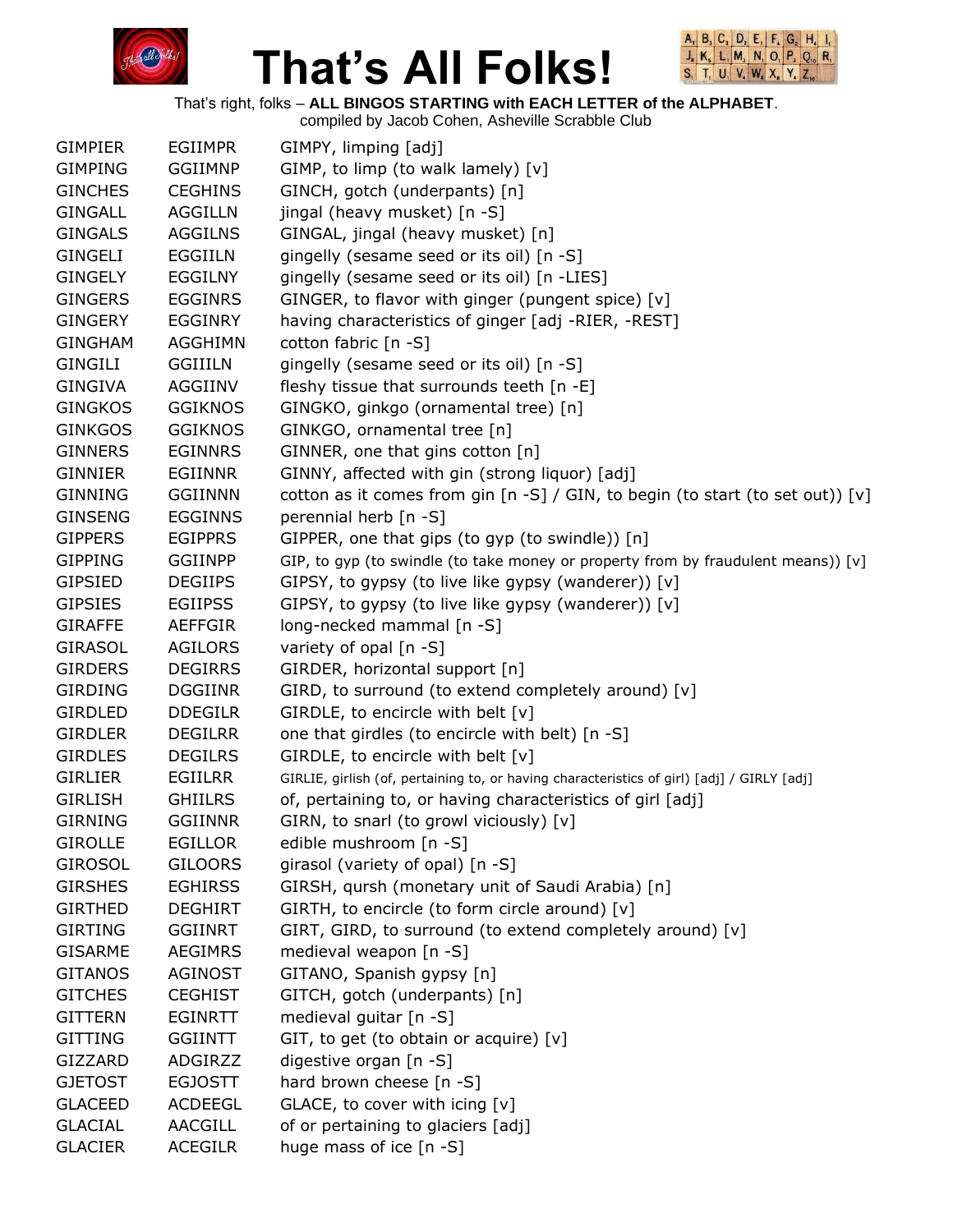# That's All Folks!

That's right, folks – **ALL BINGOS STARTING with EACH LETTER of the ALPHABET**.
compiled by Jacob Cohen, Asheville Scrabble Club

| | | |
|---|---|---|
| GIMPIER | EGIIMPR | GIMPY, limping [adj] |
| GIMPING | GGIIMNP | GIMP, to limp (to walk lamely) [v] |
| GINCHES | CEGHINS | GINCH, gotch (underpants) [n] |
| GINGALL | AGGILLN | jingal (heavy musket) [n -S] |
| GINGALS | AGGILNS | GINGAL, jingal (heavy musket) [n] |
| GINGELI | EGGIILN | gingelly (sesame seed or its oil) [n -S] |
| GINGELY | EGGILNY | gingelly (sesame seed or its oil) [n -LIES] |
| GINGERS | EGGINRS | GINGER, to flavor with ginger (pungent spice) [v] |
| GINGERY | EGGINRY | having characteristics of ginger [adj -RIER, -REST] |
| GINGHAM | AGGHIMN | cotton fabric [n -S] |
| GINGILI | GGIIILN | gingelly (sesame seed or its oil) [n -S] |
| GINGIVA | AGGIINV | fleshy tissue that surrounds teeth [n -E] |
| GINGKOS | GGIKNOS | GINGKO, ginkgo (ornamental tree) [n] |
| GINKGOS | GGIKNOS | GINKGO, ornamental tree [n] |
| GINNERS | EGINNRS | GINNER, one that gins cotton [n] |
| GINNIER | EGIINNR | GINNY, affected with gin (strong liquor) [adj] |
| GINNING | GGIINNN | cotton as it comes from gin [n -S] / GIN, to begin (to start (to set out)) [v] |
| GINSENG | EGGINNS | perennial herb [n -S] |
| GIPPERS | EGIPPRS | GIPPER, one that gips (to gyp (to swindle)) [n] |
| GIPPING | GGIINPP | GIP, to gyp (to swindle (to take money or property from by fraudulent means)) [v] |
| GIPSIED | DEGIIPS | GIPSY, to gypsy (to live like gypsy (wanderer)) [v] |
| GIPSIES | EGIIPSS | GIPSY, to gypsy (to live like gypsy (wanderer)) [v] |
| GIRAFFE | AEFFGIR | long-necked mammal [n -S] |
| GIRASOL | AGILORS | variety of opal [n -S] |
| GIRDERS | DEGIRRS | GIRDER, horizontal support [n] |
| GIRDING | DGGIINR | GIRD, to surround (to extend completely around) [v] |
| GIRDLED | DDEGILR | GIRDLE, to encircle with belt [v] |
| GIRDLER | DEGILRR | one that girdles (to encircle with belt) [n -S] |
| GIRDLES | DEGILRS | GIRDLE, to encircle with belt [v] |
| GIRLIER | EGIILRR | GIRLIE, girlish (of, pertaining to, or having characteristics of girl) [adj] / GIRLY [adj] |
| GIRLISH | GHIILRS | of, pertaining to, or having characteristics of girl [adj] |
| GIRNING | GGIINNR | GIRN, to snarl (to growl viciously) [v] |
| GIROLLE | EGILLOR | edible mushroom [n -S] |
| GIROSOL | GILOORS | girasol (variety of opal) [n -S] |
| GIRSHES | EGHIRSS | GIRSH, qursh (monetary unit of Saudi Arabia) [n] |
| GIRTHED | DEGHIRT | GIRTH, to encircle (to form circle around) [v] |
| GIRTING | GGIINRT | GIRT, GIRD, to surround (to extend completely around) [v] |
| GISARME | AEGIMRS | medieval weapon [n -S] |
| GITANOS | AGINOST | GITANO, Spanish gypsy [n] |
| GITCHES | CEGHIST | GITCH, gotch (underpants) [n] |
| GITTERN | EGINRTT | medieval guitar [n -S] |
| GITTING | GGIINTT | GIT, to get (to obtain or acquire) [v] |
| GIZZARD | ADGIRZZ | digestive organ [n -S] |
| GJETOST | EGJOSTT | hard brown cheese [n -S] |
| GLACEED | ACDEEGL | GLACE, to cover with icing [v] |
| GLACIAL | AACGILL | of or pertaining to glaciers [adj] |
| GLACIER | ACEGILR | huge mass of ice [n -S] |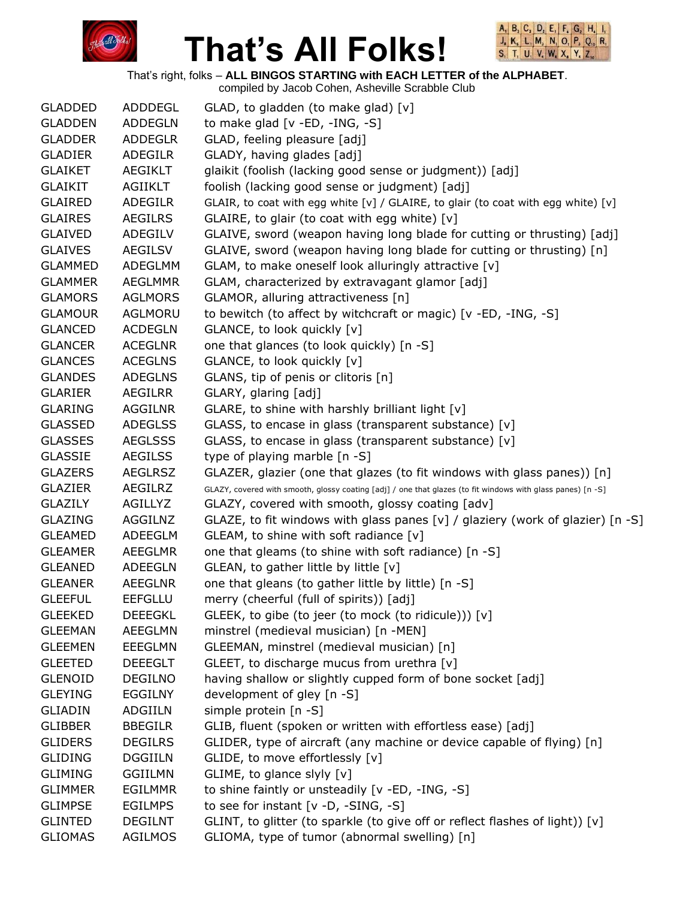# That's All Folks!

That's right, folks – **ALL BINGOS STARTING with EACH LETTER of the ALPHABET**.
compiled by Jacob Cohen, Asheville Scrabble Club

| | | |
|---|---|---|
| GLADDED | ADDDEGL | GLAD, to gladden (to make glad) [v] |
| GLADDEN | ADDEGLN | to make glad [v -ED, -ING, -S] |
| GLADDER | ADDEGLR | GLAD, feeling pleasure [adj] |
| GLADIER | ADEGILR | GLADY, having glades [adj] |
| GLAIKET | AEGIKLT | glaikit (foolish (lacking good sense or judgment)) [adj] |
| GLAIKIT | AGIIKLT | foolish (lacking good sense or judgment) [adj] |
| GLAIRED | ADEGILR | GLAIR, to coat with egg white [v] / GLAIRE, to glair (to coat with egg white) [v] |
| GLAIRES | AEGILRS | GLAIRE, to glair (to coat with egg white) [v] |
| GLAIVED | ADEGILV | GLAIVE, sword (weapon having long blade for cutting or thrusting) [adj] |
| GLAIVES | AEGILSV | GLAIVE, sword (weapon having long blade for cutting or thrusting) [n] |
| GLAMMED | ADEGLMM | GLAM, to make oneself look alluringly attractive [v] |
| GLAMMER | AEGLMMR | GLAM, characterized by extravagant glamor [adj] |
| GLAMORS | AGLMORS | GLAMOR, alluring attractiveness [n] |
| GLAMOUR | AGLMORU | to bewitch (to affect by witchcraft or magic) [v -ED, -ING, -S] |
| GLANCED | ACDEGLN | GLANCE, to look quickly [v] |
| GLANCER | ACEGLNR | one that glances (to look quickly) [n -S] |
| GLANCES | ACEGLNS | GLANCE, to look quickly [v] |
| GLANDES | ADEGLNS | GLANS, tip of penis or clitoris [n] |
| GLARIER | AEGILRR | GLARY, glaring [adj] |
| GLARING | AGGILNR | GLARE, to shine with harshly brilliant light [v] |
| GLASSED | ADEGLSS | GLASS, to encase in glass (transparent substance) [v] |
| GLASSES | AEGLSSS | GLASS, to encase in glass (transparent substance) [v] |
| GLASSIE | AEGILSS | type of playing marble [n -S] |
| GLAZERS | AEGLRSZ | GLAZER, glazier (one that glazes (to fit windows with glass panes)) [n] |
| GLAZIER | AEGILRZ | GLAZY, covered with smooth, glossy coating [adj] / one that glazes (to fit windows with glass panes) [n -S] |
| GLAZILY | AGILLYZ | GLAZY, covered with smooth, glossy coating [adv] |
| GLAZING | AGGILNZ | GLAZE, to fit windows with glass panes [v] / glaziery (work of glazier) [n -S] |
| GLEAMED | ADEEGLM | GLEAM, to shine with soft radiance [v] |
| GLEAMER | AEEGLMR | one that gleams (to shine with soft radiance) [n -S] |
| GLEANED | ADEEGLN | GLEAN, to gather little by little [v] |
| GLEANER | AEEGLNR | one that gleans (to gather little by little) [n -S] |
| GLEEFUL | EEFGLLU | merry (cheerful (full of spirits)) [adj] |
| GLEEKED | DEEEGKL | GLEEK, to gibe (to jeer (to mock (to ridicule))) [v] |
| GLEEMAN | AEEGLMN | minstrel (medieval musician) [n -MEN] |
| GLEEMEN | EEEGLMN | GLEEMAN, minstrel (medieval musician) [n] |
| GLEETED | DEEEGLT | GLEET, to discharge mucus from urethra [v] |
| GLENOID | DEGILNO | having shallow or slightly cupped form of bone socket [adj] |
| GLEYING | EGGILNY | development of gley [n -S] |
| GLIADIN | ADGIILN | simple protein [n -S] |
| GLIBBER | BBEGILR | GLIB, fluent (spoken or written with effortless ease) [adj] |
| GLIDERS | DEGILRS | GLIDER, type of aircraft (any machine or device capable of flying) [n] |
| GLIDING | DGGIILN | GLIDE, to move effortlessly [v] |
| GLIMING | GGIILMN | GLIME, to glance slyly [v] |
| GLIMMER | EGILMMR | to shine faintly or unsteadily [v -ED, -ING, -S] |
| GLIMPSE | EGILMPS | to see for instant [v -D, -SING, -S] |
| GLINTED | DEGILNT | GLINT, to glitter (to sparkle (to give off or reflect flashes of light)) [v] |
| GLIOMAS | AGILMOS | GLIOMA, type of tumor (abnormal swelling) [n] |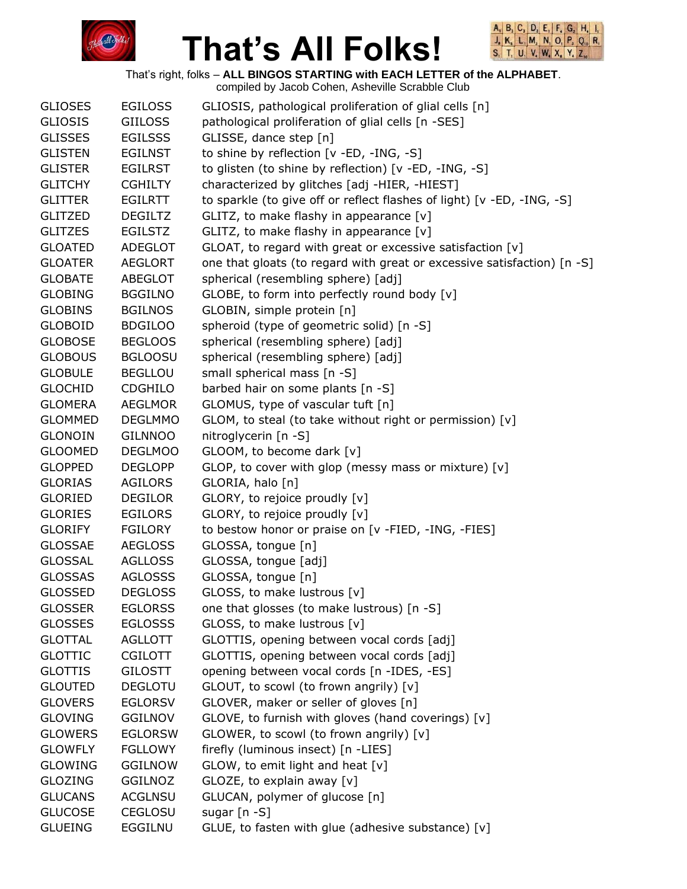# That's All Folks!

That's right, folks – **ALL BINGOS STARTING with EACH LETTER of the ALPHABET**.
compiled by Jacob Cohen, Asheville Scrabble Club

| | | |
|---|---|---|
| GLIOSES | EGILOSS | GLIOSIS, pathological proliferation of glial cells [n] |
| GLIOSIS | GIILOSS | pathological proliferation of glial cells [n -SES] |
| GLISSES | EGILSSS | GLISSE, dance step [n] |
| GLISTEN | EGILNST | to shine by reflection [v -ED, -ING, -S] |
| GLISTER | EGILRST | to glisten (to shine by reflection) [v -ED, -ING, -S] |
| GLITCHY | CGHILTY | characterized by glitches [adj -HIER, -HIEST] |
| GLITTER | EGILRTT | to sparkle (to give off or reflect flashes of light) [v -ED, -ING, -S] |
| GLITZED | DEGILTZ | GLITZ, to make flashy in appearance [v] |
| GLITZES | EGILSTZ | GLITZ, to make flashy in appearance [v] |
| GLOATED | ADEGLOT | GLOAT, to regard with great or excessive satisfaction [v] |
| GLOATER | AEGLORT | one that gloats (to regard with great or excessive satisfaction) [n -S] |
| GLOBATE | ABEGLOT | spherical (resembling sphere) [adj] |
| GLOBING | BGGILNO | GLOBE, to form into perfectly round body [v] |
| GLOBINS | BGILNOS | GLOBIN, simple protein [n] |
| GLOBOID | BDGILOO | spheroid (type of geometric solid) [n -S] |
| GLOBOSE | BEGLOOS | spherical (resembling sphere) [adj] |
| GLOBOUS | BGLOOSU | spherical (resembling sphere) [adj] |
| GLOBULE | BEGLLOU | small spherical mass [n -S] |
| GLOCHID | CDGHILO | barbed hair on some plants [n -S] |
| GLOMERA | AEGLMOR | GLOMUS, type of vascular tuft [n] |
| GLOMMED | DEGLMMO | GLOM, to steal (to take without right or permission) [v] |
| GLONOIN | GILNNOO | nitroglycerin [n -S] |
| GLOOMED | DEGLMOO | GLOOM, to become dark [v] |
| GLOPPED | DEGLOPP | GLOP, to cover with glop (messy mass or mixture) [v] |
| GLORIAS | AGILORS | GLORIA, halo [n] |
| GLORIED | DEGILOR | GLORY, to rejoice proudly [v] |
| GLORIES | EGILORS | GLORY, to rejoice proudly [v] |
| GLORIFY | FGILORY | to bestow honor or praise on [v -FIED, -ING, -FIES] |
| GLOSSAE | AEGLOSS | GLOSSA, tongue [n] |
| GLOSSAL | AGLLOSS | GLOSSA, tongue [adj] |
| GLOSSAS | AGLOSSS | GLOSSA, tongue [n] |
| GLOSSED | DEGLOSS | GLOSS, to make lustrous [v] |
| GLOSSER | EGLORSS | one that glosses (to make lustrous) [n -S] |
| GLOSSES | EGLOSSS | GLOSS, to make lustrous [v] |
| GLOTTAL | AGLLOTT | GLOTTIS, opening between vocal cords [adj] |
| GLOTTIC | CGILOTT | GLOTTIS, opening between vocal cords [adj] |
| GLOTTIS | GILOSTT | opening between vocal cords [n -IDES, -ES] |
| GLOUTED | DEGLOTU | GLOUT, to scowl (to frown angrily) [v] |
| GLOVERS | EGLORSV | GLOVER, maker or seller of gloves [n] |
| GLOVING | GGILNOV | GLOVE, to furnish with gloves (hand coverings) [v] |
| GLOWERS | EGLORSW | GLOWER, to scowl (to frown angrily) [v] |
| GLOWFLY | FGLLOWY | firefly (luminous insect) [n -LIES] |
| GLOWING | GGILNOW | GLOW, to emit light and heat [v] |
| GLOZING | GGILNOZ | GLOZE, to explain away [v] |
| GLUCANS | ACGLNSU | GLUCAN, polymer of glucose [n] |
| GLUCOSE | CEGLOSU | sugar [n -S] |
| GLUEING | EGGILNU | GLUE, to fasten with glue (adhesive substance) [v] |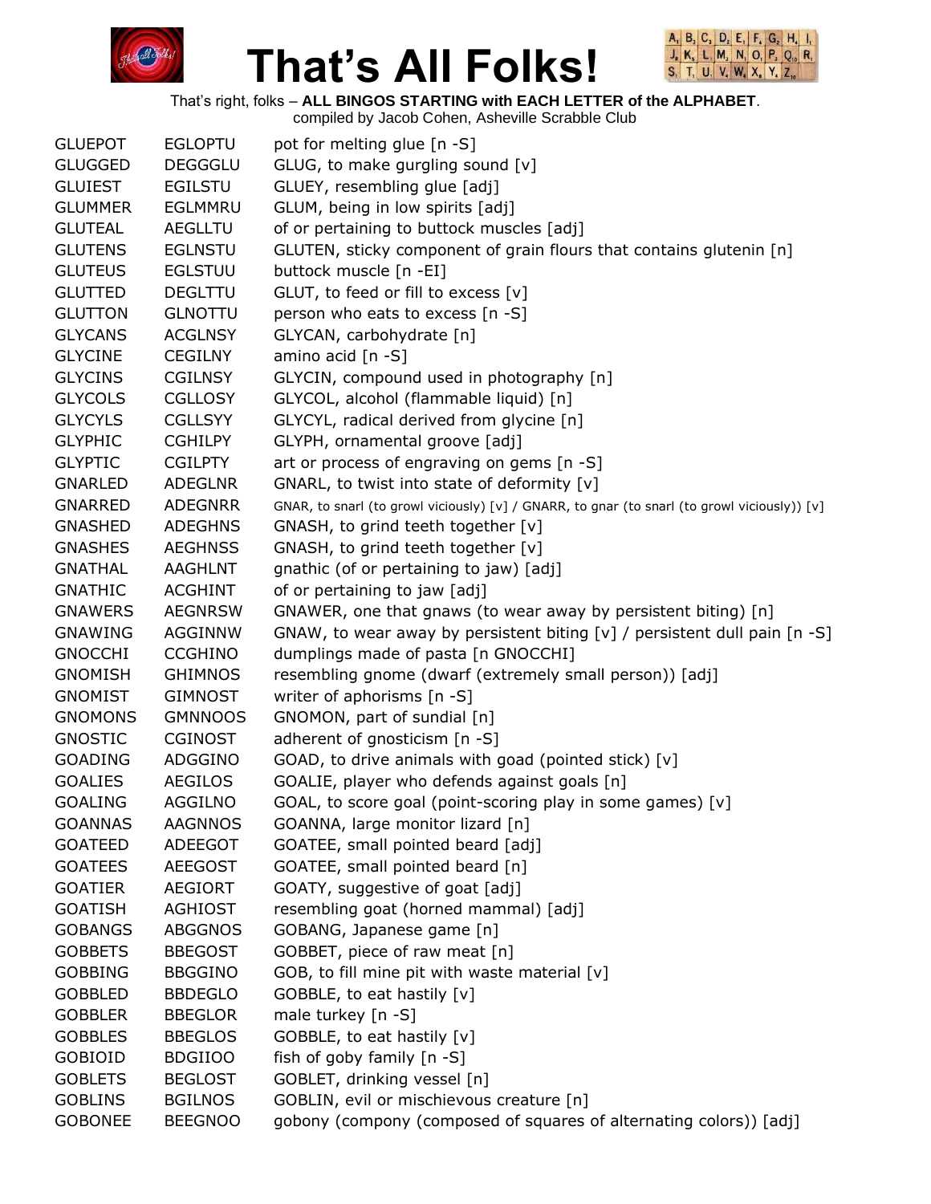# That's All Folks!

That's right, folks – **ALL BINGOS STARTING with EACH LETTER of the ALPHABET**.
compiled by Jacob Cohen, Asheville Scrabble Club

| | | |
|---|---|---|
| GLUEPOT | EGLOPTU | pot for melting glue [n -S] |
| GLUGGED | DEGGGLU | GLUG, to make gurgling sound [v] |
| GLUIEST | EGILSTU | GLUEY, resembling glue [adj] |
| GLUMMER | EGLMMRU | GLUM, being in low spirits [adj] |
| GLUTEAL | AEGLLTU | of or pertaining to buttock muscles [adj] |
| GLUTENS | EGLNSTU | GLUTEN, sticky component of grain flours that contains glutenin [n] |
| GLUTEUS | EGLSTUU | buttock muscle [n -EI] |
| GLUTTED | DEGLTTU | GLUT, to feed or fill to excess [v] |
| GLUTTON | GLNOTTU | person who eats to excess [n -S] |
| GLYCANS | ACGLNSY | GLYCAN, carbohydrate [n] |
| GLYCINE | CEGILNY | amino acid [n -S] |
| GLYCINS | CGILNSY | GLYCIN, compound used in photography [n] |
| GLYCOLS | CGLLOSY | GLYCOL, alcohol (flammable liquid) [n] |
| GLYCYLS | CGLLSYY | GLYCYL, radical derived from glycine [n] |
| GLYPHIC | CGHILPY | GLYPH, ornamental groove [adj] |
| GLYPTIC | CGILPTY | art or process of engraving on gems [n -S] |
| GNARLED | ADEGLNR | GNARL, to twist into state of deformity [v] |
| GNARRED | ADEGNRR | GNAR, to snarl (to growl viciously) [v] / GNARR, to gnar (to snarl (to growl viciously)) [v] |
| GNASHED | ADEGHNS | GNASH, to grind teeth together [v] |
| GNASHES | AEGHNSS | GNASH, to grind teeth together [v] |
| GNATHAL | AAGHLNT | gnathic (of or pertaining to jaw) [adj] |
| GNATHIC | ACGHINT | of or pertaining to jaw [adj] |
| GNAWERS | AEGNRSW | GNAWER, one that gnaws (to wear away by persistent biting) [n] |
| GNAWING | AGGINNW | GNAW, to wear away by persistent biting [v] / persistent dull pain [n -S] |
| GNOCCHI | CCGHINO | dumplings made of pasta [n GNOCCHI] |
| GNOMISH | GHIMNOS | resembling gnome (dwarf (extremely small person)) [adj] |
| GNOMIST | GIMNOST | writer of aphorisms [n -S] |
| GNOMONS | GMNNOOS | GNOMON, part of sundial [n] |
| GNOSTIC | CGINOST | adherent of gnosticism [n -S] |
| GOADING | ADGGINO | GOAD, to drive animals with goad (pointed stick) [v] |
| GOALIES | AEGILOS | GOALIE, player who defends against goals [n] |
| GOALING | AGGILNO | GOAL, to score goal (point-scoring play in some games) [v] |
| GOANNAS | AAGNNOS | GOANNA, large monitor lizard [n] |
| GOATEED | ADEEGOT | GOATEE, small pointed beard [adj] |
| GOATEES | AEEGOST | GOATEE, small pointed beard [n] |
| GOATIER | AEGIORT | GOATY, suggestive of goat [adj] |
| GOATISH | AGHIOST | resembling goat (horned mammal) [adj] |
| GOBANGS | ABGGNOS | GOBANG, Japanese game [n] |
| GOBBETS | BBEGOST | GOBBET, piece of raw meat [n] |
| GOBBING | BBGGINO | GOB, to fill mine pit with waste material [v] |
| GOBBLED | BBDEGLO | GOBBLE, to eat hastily [v] |
| GOBBLER | BBEGLOR | male turkey [n -S] |
| GOBBLES | BBEGLOS | GOBBLE, to eat hastily [v] |
| GOBIOID | BDGIIOO | fish of goby family [n -S] |
| GOBLETS | BEGLOST | GOBLET, drinking vessel [n] |
| GOBLINS | BGILNOS | GOBLIN, evil or mischievous creature [n] |
| GOBONEE | BEEGNOO | gobony (compony (composed of squares of alternating colors)) [adj] |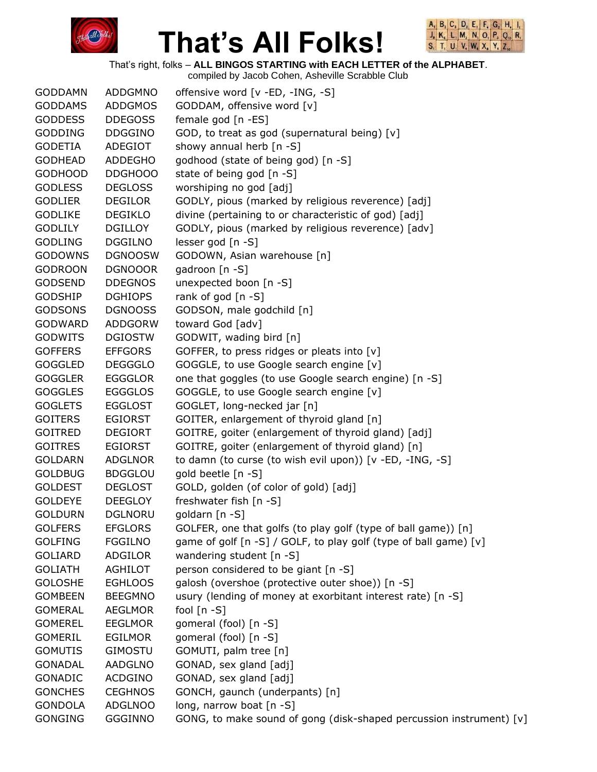# That's All Folks!

That's right, folks – **ALL BINGOS STARTING with EACH LETTER of the ALPHABET**.
compiled by Jacob Cohen, Asheville Scrabble Club

| | | |
|---|---|---|
| GODDAMN | ADDGMNO | offensive word [v -ED, -ING, -S] |
| GODDAMS | ADDGMOS | GODDAM, offensive word [v] |
| GODDESS | DDEGOSS | female god [n -ES] |
| GODDING | DDGGINO | GOD, to treat as god (supernatural being) [v] |
| GODETIA | ADEGIOT | showy annual herb [n -S] |
| GODHEAD | ADDEGHO | godhood (state of being god) [n -S] |
| GODHOOD | DDGHOOO | state of being god [n -S] |
| GODLESS | DEGLOSS | worshiping no god [adj] |
| GODLIER | DEGILOR | GODLY, pious (marked by religious reverence) [adj] |
| GODLIKE | DEGIKLO | divine (pertaining to or characteristic of god) [adj] |
| GODLILY | DGILLOY | GODLY, pious (marked by religious reverence) [adv] |
| GODLING | DGGILNO | lesser god [n -S] |
| GODOWNS | DGNOOSW | GODOWN, Asian warehouse [n] |
| GODROON | DGNOOOR | gadroon [n -S] |
| GODSEND | DDEGNOS | unexpected boon [n -S] |
| GODSHIP | DGHIOPS | rank of god [n -S] |
| GODSONS | DGNOOSS | GODSON, male godchild [n] |
| GODWARD | ADDGORW | toward God [adv] |
| GODWITS | DGIOSTW | GODWIT, wading bird [n] |
| GOFFERS | EFFGORS | GOFFER, to press ridges or pleats into [v] |
| GOGGLED | DEGGGLO | GOGGLE, to use Google search engine [v] |
| GOGGLER | EGGGLOR | one that goggles (to use Google search engine) [n -S] |
| GOGGLES | EGGGLOS | GOGGLE, to use Google search engine [v] |
| GOGLETS | EGGLOST | GOGLET, long-necked jar [n] |
| GOITERS | EGIORST | GOITER, enlargement of thyroid gland [n] |
| GOITRED | DEGIORT | GOITRE, goiter (enlargement of thyroid gland) [adj] |
| GOITRES | EGIORST | GOITRE, goiter (enlargement of thyroid gland) [n] |
| GOLDARN | ADGLNOR | to damn (to curse (to wish evil upon)) [v -ED, -ING, -S] |
| GOLDBUG | BDGGLOU | gold beetle [n -S] |
| GOLDEST | DEGLOST | GOLD, golden (of color of gold) [adj] |
| GOLDEYE | DEEGLOY | freshwater fish [n -S] |
| GOLDURN | DGLNORU | goldarn [n -S] |
| GOLFERS | EFGLORS | GOLFER, one that golfs (to play golf (type of ball game)) [n] |
| GOLFING | FGGILNO | game of golf [n -S] / GOLF, to play golf (type of ball game) [v] |
| GOLIARD | ADGILOR | wandering student [n -S] |
| GOLIATH | AGHILOT | person considered to be giant [n -S] |
| GOLOSHE | EGHLOOS | galosh (overshoe (protective outer shoe)) [n -S] |
| GOMBEEN | BEEGMNO | usury (lending of money at exorbitant interest rate) [n -S] |
| GOMERAL | AEGLMOR | fool [n -S] |
| GOMEREL | EEGLMOR | gomeral (fool) [n -S] |
| GOMERIL | EGILMOR | gomeral (fool) [n -S] |
| GOMUTIS | GIMOSTU | GOMUTI, palm tree [n] |
| GONADAL | AADGLNO | GONAD, sex gland [adj] |
| GONADIC | ACDGINO | GONAD, sex gland [adj] |
| GONCHES | CEGHNOS | GONCH, gaunch (underpants) [n] |
| GONDOLA | ADGLNOO | long, narrow boat [n -S] |
| GONGING | GGGINNO | GONG, to make sound of gong (disk-shaped percussion instrument) [v] |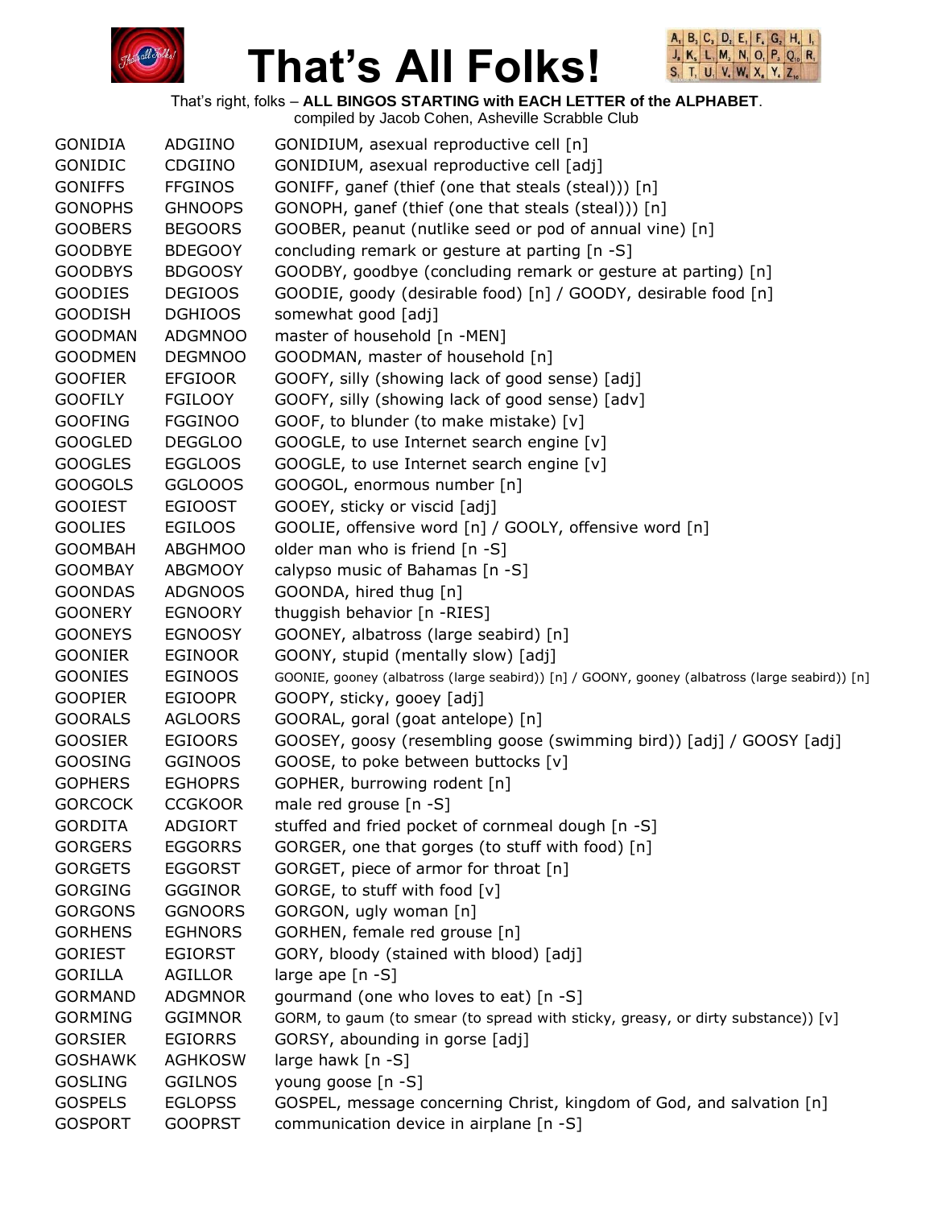# That's All Folks!

That's right, folks – **ALL BINGOS STARTING with EACH LETTER of the ALPHABET**.
compiled by Jacob Cohen, Asheville Scrabble Club

| | | |
|---|---|---|
| GONIDIA | ADGIINO | GONIDIUM, asexual reproductive cell [n] |
| GONIDIC | CDGIINO | GONIDIUM, asexual reproductive cell [adj] |
| GONIFFS | FFGINOS | GONIFF, ganef (thief (one that steals (steal))) [n] |
| GONOPHS | GHNOOPS | GONOPH, ganef (thief (one that steals (steal))) [n] |
| GOOBERS | BEGOORS | GOOBER, peanut (nutlike seed or pod of annual vine) [n] |
| GOODBYE | BDEGOOY | concluding remark or gesture at parting [n -S] |
| GOODBYS | BDGOOSY | GOODBY, goodbye (concluding remark or gesture at parting) [n] |
| GOODIES | DEGIOOS | GOODIE, goody (desirable food) [n] / GOODY, desirable food [n] |
| GOODISH | DGHIOOS | somewhat good [adj] |
| GOODMAN | ADGMNOO | master of household [n -MEN] |
| GOODMEN | DEGMNOO | GOODMAN, master of household [n] |
| GOOFIER | EFGIOOR | GOOFY, silly (showing lack of good sense) [adj] |
| GOOFILY | FGILOOY | GOOFY, silly (showing lack of good sense) [adv] |
| GOOFING | FGGINOO | GOOF, to blunder (to make mistake) [v] |
| GOOGLED | DEGGLOO | GOOGLE, to use Internet search engine [v] |
| GOOGLES | EGGLOOS | GOOGLE, to use Internet search engine [v] |
| GOOGOLS | GGLOOOS | GOOGOL, enormous number [n] |
| GOOIEST | EGIOOST | GOOEY, sticky or viscid [adj] |
| GOOLIES | EGILOOS | GOOLIE, offensive word [n] / GOOLY, offensive word [n] |
| GOOMBAH | ABGHMOO | older man who is friend [n -S] |
| GOOMBAY | ABGMOOY | calypso music of Bahamas [n -S] |
| GOONDAS | ADGNOOS | GOONDA, hired thug [n] |
| GOONERY | EGNOORY | thuggish behavior [n -RIES] |
| GOONEYS | EGNOOSY | GOONEY, albatross (large seabird) [n] |
| GOONIER | EGINOOR | GOONY, stupid (mentally slow) [adj] |
| GOONIES | EGINOOS | GOONIE, gooney (albatross (large seabird)) [n] / GOONY, gooney (albatross (large seabird)) [n] |
| GOOPIER | EGIOOPR | GOOPY, sticky, gooey [adj] |
| GOORALS | AGLOORS | GOORAL, goral (goat antelope) [n] |
| GOOSIER | EGIOORS | GOOSEY, goosy (resembling goose (swimming bird)) [adj] / GOOSY [adj] |
| GOOSING | GGINOOS | GOOSE, to poke between buttocks [v] |
| GOPHERS | EGHOPRS | GOPHER, burrowing rodent [n] |
| GORCOCK | CCGKOOR | male red grouse [n -S] |
| GORDITA | ADGIORT | stuffed and fried pocket of cornmeal dough [n -S] |
| GORGERS | EGGORRS | GORGER, one that gorges (to stuff with food) [n] |
| GORGETS | EGGORST | GORGET, piece of armor for throat [n] |
| GORGING | GGGINOR | GORGE, to stuff with food [v] |
| GORGONS | GGNOORS | GORGON, ugly woman [n] |
| GORHENS | EGHNORS | GORHEN, female red grouse [n] |
| GORIEST | EGIORST | GORY, bloody (stained with blood) [adj] |
| GORILLA | AGILLOR | large ape [n -S] |
| GORMAND | ADGMNOR | gourmand (one who loves to eat) [n -S] |
| GORMING | GGIMNOR | GORM, to gaum (to smear (to spread with sticky, greasy, or dirty substance)) [v] |
| GORSIER | EGIORRS | GORSY, abounding in gorse [adj] |
| GOSHAWK | AGHKOSW | large hawk [n -S] |
| GOSLING | GGILNOS | young goose [n -S] |
| GOSPELS | EGLOPSS | GOSPEL, message concerning Christ, kingdom of God, and salvation [n] |
| GOSPORT | GOOPRST | communication device in airplane [n -S] |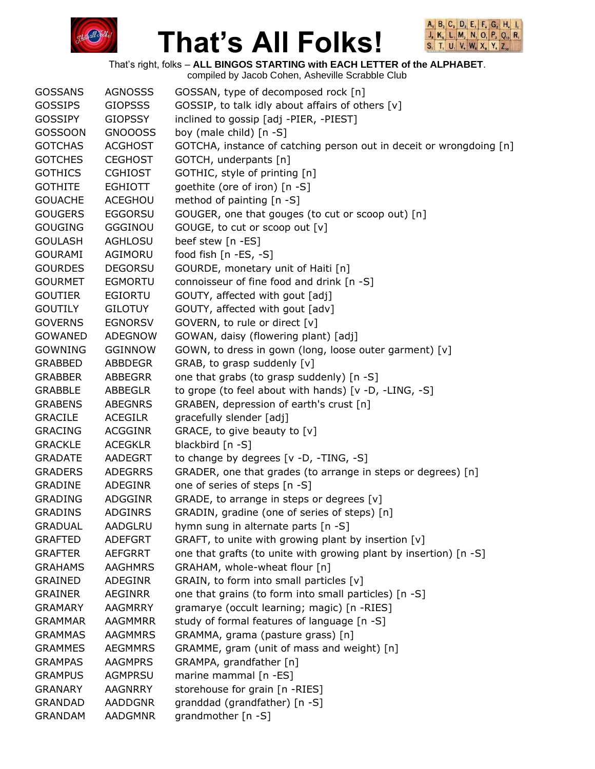# That's All Folks!

That's right, folks – **ALL BINGOS STARTING with EACH LETTER of the ALPHABET**.
compiled by Jacob Cohen, Asheville Scrabble Club

| | | |
|---|---|---|
| GOSSANS | AGNOSSS | GOSSAN, type of decomposed rock [n] |
| GOSSIPS | GIOPSSS | GOSSIP, to talk idly about affairs of others [v] |
| GOSSIPY | GIOPSSY | inclined to gossip [adj -PIER, -PIEST] |
| GOSSOON | GNOOOSS | boy (male child) [n -S] |
| GOTCHAS | ACGHOST | GOTCHA, instance of catching person out in deceit or wrongdoing [n] |
| GOTCHES | CEGHOST | GOTCH, underpants [n] |
| GOTHICS | CGHIOST | GOTHIC, style of printing [n] |
| GOTHITE | EGHIOTT | goethite (ore of iron) [n -S] |
| GOUACHE | ACEGHOU | method of painting [n -S] |
| GOUGERS | EGGORSU | GOUGER, one that gouges (to cut or scoop out) [n] |
| GOUGING | GGGINOU | GOUGE, to cut or scoop out [v] |
| GOULASH | AGHLOSU | beef stew [n -ES] |
| GOURAMI | AGIMORU | food fish [n -ES, -S] |
| GOURDES | DEGORSU | GOURDE, monetary unit of Haiti [n] |
| GOURMET | EGMORTU | connoisseur of fine food and drink [n -S] |
| GOUTIER | EGIORTU | GOUTY, affected with gout [adj] |
| GOUTILY | GILOTUY | GOUTY, affected with gout [adv] |
| GOVERNS | EGNORSV | GOVERN, to rule or direct [v] |
| GOWANED | ADEGNOW | GOWAN, daisy (flowering plant) [adj] |
| GOWNING | GGINNOW | GOWN, to dress in gown (long, loose outer garment) [v] |
| GRABBED | ABBDEGR | GRAB, to grasp suddenly [v] |
| GRABBER | ABBEGRR | one that grabs (to grasp suddenly) [n -S] |
| GRABBLE | ABBEGLR | to grope (to feel about with hands) [v -D, -LING, -S] |
| GRABENS | ABEGNRS | GRABEN, depression of earth's crust [n] |
| GRACILE | ACEGILR | gracefully slender [adj] |
| GRACING | ACGGINR | GRACE, to give beauty to [v] |
| GRACKLE | ACEGKLR | blackbird [n -S] |
| GRADATE | AADEGRT | to change by degrees [v -D, -TING, -S] |
| GRADERS | ADEGRRS | GRADER, one that grades (to arrange in steps or degrees) [n] |
| GRADINE | ADEGINR | one of series of steps [n -S] |
| GRADING | ADGGINR | GRADE, to arrange in steps or degrees [v] |
| GRADINS | ADGINRS | GRADIN, gradine (one of series of steps) [n] |
| GRADUAL | AADGLRU | hymn sung in alternate parts [n -S] |
| GRAFTED | ADEFGRT | GRAFT, to unite with growing plant by insertion [v] |
| GRAFTER | AEFGRRT | one that grafts (to unite with growing plant by insertion) [n -S] |
| GRAHAMS | AAGHMRS | GRAHAM, whole-wheat flour [n] |
| GRAINED | ADEGINR | GRAIN, to form into small particles [v] |
| GRAINER | AEGINRR | one that grains (to form into small particles) [n -S] |
| GRAMARY | AAGMRRY | gramarye (occult learning; magic) [n -RIES] |
| GRAMMAR | AAGMMRR | study of formal features of language [n -S] |
| GRAMMAS | AAGMMRS | GRAMMA, grama (pasture grass) [n] |
| GRAMMES | AEGMMRS | GRAMME, gram (unit of mass and weight) [n] |
| GRAMPAS | AAGMPRS | GRAMPA, grandfather [n] |
| GRAMPUS | AGMPRSU | marine mammal [n -ES] |
| GRANARY | AAGNRRY | storehouse for grain [n -RIES] |
| GRANDAD | AADDGNR | granddad (grandfather) [n -S] |
| GRANDAM | AADGMNR | grandmother [n -S] |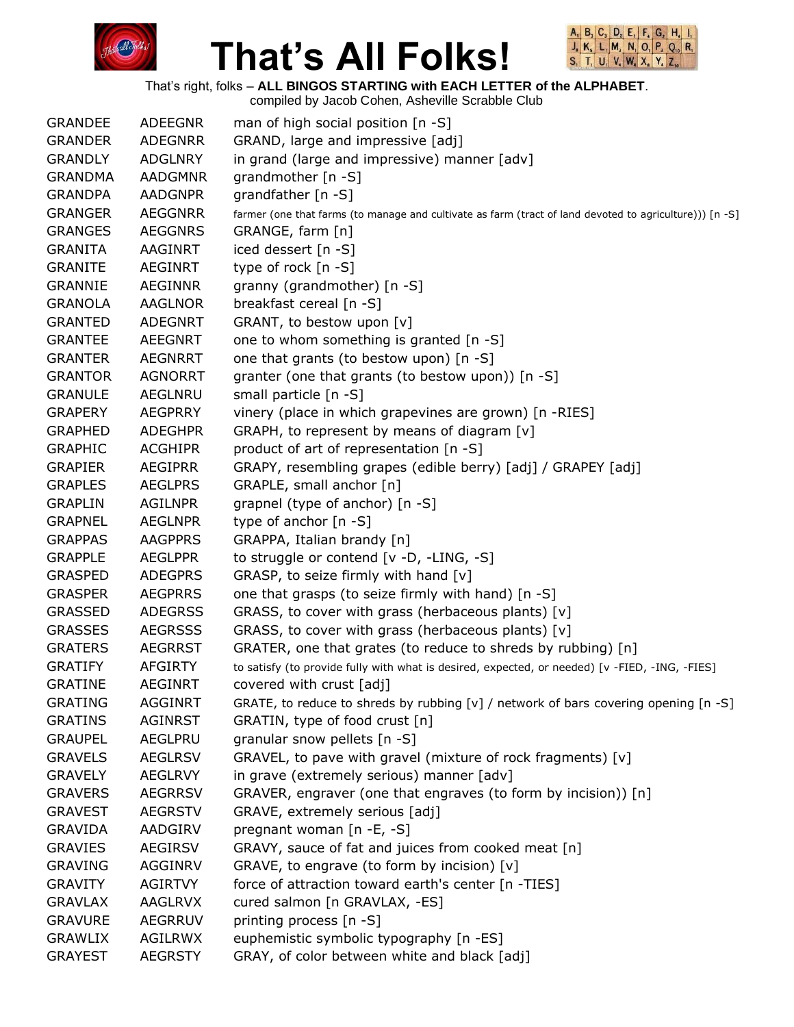# That's All Folks!

That's right, folks – **ALL BINGOS STARTING with EACH LETTER of the ALPHABET**.
compiled by Jacob Cohen, Asheville Scrabble Club

| | | |
|---|---|---|
| GRANDEE | ADEEGNR | man of high social position [n -S] |
| GRANDER | ADEGNRR | GRAND, large and impressive [adj] |
| GRANDLY | ADGLNRY | in grand (large and impressive) manner [adv] |
| GRANDMA | AADGMNR | grandmother [n -S] |
| GRANDPA | AADGNPR | grandfather [n -S] |
| GRANGER | AEGGNRR | farmer (one that farms (to manage and cultivate as farm (tract of land devoted to agriculture))) [n -S] |
| GRANGES | AEGGNRS | GRANGE, farm [n] |
| GRANITA | AAGINRT | iced dessert [n -S] |
| GRANITE | AEGINRT | type of rock [n -S] |
| GRANNIE | AEGINNR | granny (grandmother) [n -S] |
| GRANOLA | AAGLNOR | breakfast cereal [n -S] |
| GRANTED | ADEGNRT | GRANT, to bestow upon [v] |
| GRANTEE | AEEGNRT | one to whom something is granted [n -S] |
| GRANTER | AEGNRRT | one that grants (to bestow upon) [n -S] |
| GRANTOR | AGNORRT | granter (one that grants (to bestow upon)) [n -S] |
| GRANULE | AEGLNRU | small particle [n -S] |
| GRAPERY | AEGPRRY | vinery (place in which grapevines are grown) [n -RIES] |
| GRAPHED | ADEGHPR | GRAPH, to represent by means of diagram [v] |
| GRAPHIC | ACGHIPR | product of art of representation [n -S] |
| GRAPIER | AEGIPRR | GRAPY, resembling grapes (edible berry) [adj] / GRAPEY [adj] |
| GRAPLES | AEGLPRS | GRAPLE, small anchor [n] |
| GRAPLIN | AGILNPR | grapnel (type of anchor) [n -S] |
| GRAPNEL | AEGLNPR | type of anchor [n -S] |
| GRAPPAS | AAGPPRS | GRAPPA, Italian brandy [n] |
| GRAPPLE | AEGLPPR | to struggle or contend [v -D, -LING, -S] |
| GRASPED | ADEGPRS | GRASP, to seize firmly with hand [v] |
| GRASPER | AEGPRRS | one that grasps (to seize firmly with hand) [n -S] |
| GRASSED | ADEGRSS | GRASS, to cover with grass (herbaceous plants) [v] |
| GRASSES | AEGRSSS | GRASS, to cover with grass (herbaceous plants) [v] |
| GRATERS | AEGRRST | GRATER, one that grates (to reduce to shreds by rubbing) [n] |
| GRATIFY | AFGIRTY | to satisfy (to provide fully with what is desired, expected, or needed) [v -FIED, -ING, -FIES] |
| GRATINE | AEGINRT | covered with crust [adj] |
| GRATING | AGGINRT | GRATE, to reduce to shreds by rubbing [v] / network of bars covering opening [n -S] |
| GRATINS | AGINRST | GRATIN, type of food crust [n] |
| GRAUPEL | AEGLPRU | granular snow pellets [n -S] |
| GRAVELS | AEGLRSV | GRAVEL, to pave with gravel (mixture of rock fragments) [v] |
| GRAVELY | AEGLRVY | in grave (extremely serious) manner [adv] |
| GRAVERS | AEGRRSV | GRAVER, engraver (one that engraves (to form by incision)) [n] |
| GRAVEST | AEGRSTV | GRAVE, extremely serious [adj] |
| GRAVIDA | AADGIRV | pregnant woman [n -E, -S] |
| GRAVIES | AEGIRSV | GRAVY, sauce of fat and juices from cooked meat [n] |
| GRAVING | AGGINRV | GRAVE, to engrave (to form by incision) [v] |
| GRAVITY | AGIRTVY | force of attraction toward earth's center [n -TIES] |
| GRAVLAX | AAGLRVX | cured salmon [n GRAVLAX, -ES] |
| GRAVURE | AEGRRUV | printing process [n -S] |
| GRAWLIX | AGILRWX | euphemistic symbolic typography [n -ES] |
| GRAYEST | AEGRSTY | GRAY, of color between white and black [adj] |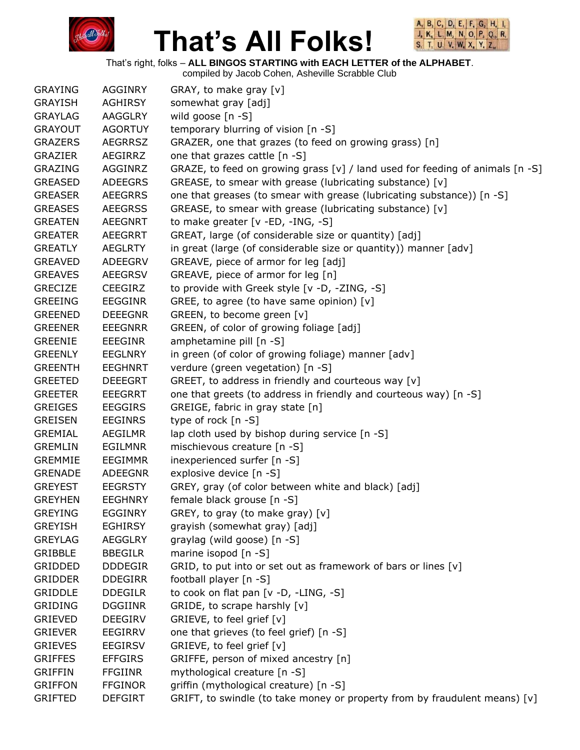# That's All Folks!

That's right, folks – **ALL BINGOS STARTING with EACH LETTER of the ALPHABET**.
compiled by Jacob Cohen, Asheville Scrabble Club

| | | |
|---|---|---|
| GRAYING | AGGINRY | GRAY, to make gray [v] |
| GRAYISH | AGHIRSY | somewhat gray [adj] |
| GRAYLAG | AAGGLRY | wild goose [n -S] |
| GRAYOUT | AGORTUY | temporary blurring of vision [n -S] |
| GRAZERS | AEGRRSZ | GRAZER, one that grazes (to feed on growing grass) [n] |
| GRAZIER | AEGIRRZ | one that grazes cattle [n -S] |
| GRAZING | AGGINRZ | GRAZE, to feed on growing grass [v] / land used for feeding of animals [n -S] |
| GREASED | ADEEGRS | GREASE, to smear with grease (lubricating substance) [v] |
| GREASER | AEEGRRS | one that greases (to smear with grease (lubricating substance)) [n -S] |
| GREASES | AEEGRSS | GREASE, to smear with grease (lubricating substance) [v] |
| GREATEN | AEEGNRT | to make greater [v -ED, -ING, -S] |
| GREATER | AEEGRRT | GREAT, large (of considerable size or quantity) [adj] |
| GREATLY | AEGLRTY | in great (large (of considerable size or quantity)) manner [adv] |
| GREAVED | ADEEGRV | GREAVE, piece of armor for leg [adj] |
| GREAVES | AEEGRSV | GREAVE, piece of armor for leg [n] |
| GRECIZE | CEEGIRZ | to provide with Greek style [v -D, -ZING, -S] |
| GREEING | EEGGINR | GREE, to agree (to have same opinion) [v] |
| GREENED | DEEEGNR | GREEN, to become green [v] |
| GREENER | EEEGNRR | GREEN, of color of growing foliage [adj] |
| GREENIE | EEEGINR | amphetamine pill [n -S] |
| GREENLY | EEGLNRY | in green (of color of growing foliage) manner [adv] |
| GREENTH | EEGHNRT | verdure (green vegetation) [n -S] |
| GREETED | DEEEGRT | GREET, to address in friendly and courteous way [v] |
| GREETER | EEEGRRT | one that greets (to address in friendly and courteous way) [n -S] |
| GREIGES | EEGGIRS | GREIGE, fabric in gray state [n] |
| GREISEN | EEGINRS | type of rock [n -S] |
| GREMIAL | AEGILMR | lap cloth used by bishop during service [n -S] |
| GREMLIN | EGILMNR | mischievous creature [n -S] |
| GREMMIE | EEGIMMR | inexperienced surfer [n -S] |
| GRENADE | ADEEGNR | explosive device [n -S] |
| GREYEST | EEGRSTY | GREY, gray (of color between white and black) [adj] |
| GREYHEN | EEGHNRY | female black grouse [n -S] |
| GREYING | EGGINRY | GREY, to gray (to make gray) [v] |
| GREYISH | EGHIRSY | grayish (somewhat gray) [adj] |
| GREYLAG | AEGGLRY | graylag (wild goose) [n -S] |
| GRIBBLE | BBEGILR | marine isopod [n -S] |
| GRIDDED | DDDEGIR | GRID, to put into or set out as framework of bars or lines [v] |
| GRIDDER | DDEGIRR | football player [n -S] |
| GRIDDLE | DDEGILR | to cook on flat pan [v -D, -LING, -S] |
| GRIDING | DGGIINR | GRIDE, to scrape harshly [v] |
| GRIEVED | DEEGIRV | GRIEVE, to feel grief [v] |
| GRIEVER | EEGIRRV | one that grieves (to feel grief) [n -S] |
| GRIEVES | EEGIRSV | GRIEVE, to feel grief [v] |
| GRIFFES | EFFGIRS | GRIFFE, person of mixed ancestry [n] |
| GRIFFIN | FFGIINR | mythological creature [n -S] |
| GRIFFON | FFGINOR | griffin (mythological creature) [n -S] |
| GRIFTED | DEFGIRT | GRIFT, to swindle (to take money or property from by fraudulent means) [v] |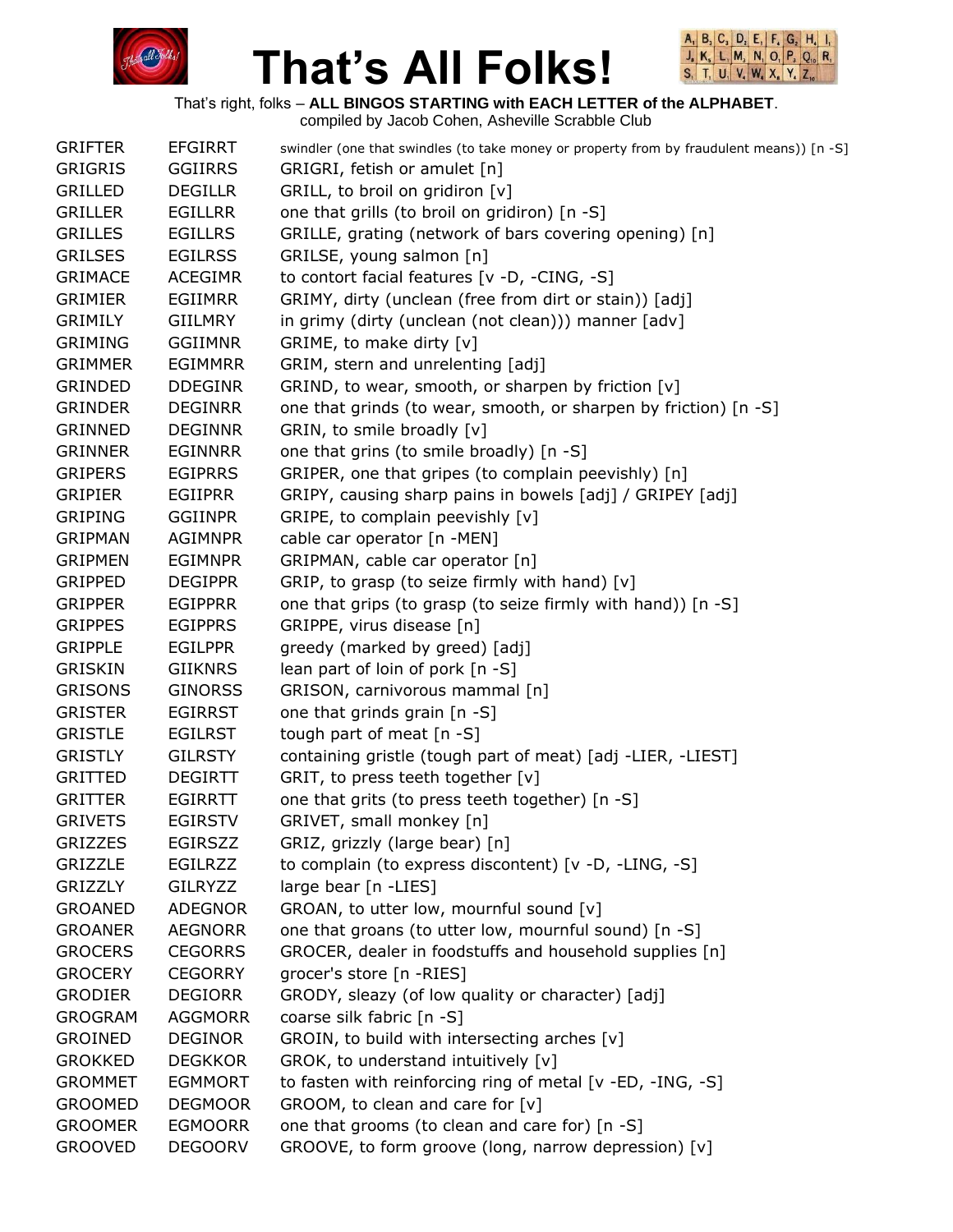# That's All Folks!

That's right, folks – **ALL BINGOS STARTING with EACH LETTER of the ALPHABET**.
compiled by Jacob Cohen, Asheville Scrabble Club

| | | |
|---|---|---|
| GRIFTER | EFGIRRT | swindler (one that swindles (to take money or property from by fraudulent means)) [n -S] |
| GRIGRIS | GGIIRRS | GRIGRI, fetish or amulet [n] |
| GRILLED | DEGILLR | GRILL, to broil on gridiron [v] |
| GRILLER | EGILLRR | one that grills (to broil on gridiron) [n -S] |
| GRILLES | EGILLRS | GRILLE, grating (network of bars covering opening) [n] |
| GRILSES | EGILRSS | GRILSE, young salmon [n] |
| GRIMACE | ACEGIMR | to contort facial features [v -D, -CING, -S] |
| GRIMIER | EGIIMRR | GRIMY, dirty (unclean (free from dirt or stain)) [adj] |
| GRIMILY | GIILMRY | in grimy (dirty (unclean (not clean))) manner [adv] |
| GRIMING | GGIIMNR | GRIME, to make dirty [v] |
| GRIMMER | EGIMMRR | GRIM, stern and unrelenting [adj] |
| GRINDED | DDEGINR | GRIND, to wear, smooth, or sharpen by friction [v] |
| GRINDER | DEGINRR | one that grinds (to wear, smooth, or sharpen by friction) [n -S] |
| GRINNED | DEGINNR | GRIN, to smile broadly [v] |
| GRINNER | EGINNRR | one that grins (to smile broadly) [n -S] |
| GRIPERS | EGIPRRS | GRIPER, one that gripes (to complain peevishly) [n] |
| GRIPIER | EGIIPRR | GRIPY, causing sharp pains in bowels [adj] / GRIPEY [adj] |
| GRIPING | GGIINPR | GRIPE, to complain peevishly [v] |
| GRIPMAN | AGIMNPR | cable car operator [n -MEN] |
| GRIPMEN | EGIMNPR | GRIPMAN, cable car operator [n] |
| GRIPPED | DEGIPPR | GRIP, to grasp (to seize firmly with hand) [v] |
| GRIPPER | EGIPPRR | one that grips (to grasp (to seize firmly with hand)) [n -S] |
| GRIPPES | EGIPPRS | GRIPPE, virus disease [n] |
| GRIPPLE | EGILPPR | greedy (marked by greed) [adj] |
| GRISKIN | GIIKNRS | lean part of loin of pork [n -S] |
| GRISONS | GINORSS | GRISON, carnivorous mammal [n] |
| GRISTER | EGIRRST | one that grinds grain [n -S] |
| GRISTLE | EGILRST | tough part of meat [n -S] |
| GRISTLY | GILRSTY | containing gristle (tough part of meat) [adj -LIER, -LIEST] |
| GRITTED | DEGIRTT | GRIT, to press teeth together [v] |
| GRITTER | EGIRRTT | one that grits (to press teeth together) [n -S] |
| GRIVETS | EGIRSTV | GRIVET, small monkey [n] |
| GRIZZES | EGIRSZZ | GRIZ, grizzly (large bear) [n] |
| GRIZZLE | EGILRZZ | to complain (to express discontent) [v -D, -LING, -S] |
| GRIZZLY | GILRYZZ | large bear [n -LIES] |
| GROANED | ADEGNOR | GROAN, to utter low, mournful sound [v] |
| GROANER | AEGNORR | one that groans (to utter low, mournful sound) [n -S] |
| GROCERS | CEGORRS | GROCER, dealer in foodstuffs and household supplies [n] |
| GROCERY | CEGORRY | grocer's store [n -RIES] |
| GRODIER | DEGIORR | GRODY, sleazy (of low quality or character) [adj] |
| GROGRAM | AGGMORR | coarse silk fabric [n -S] |
| GROINED | DEGINOR | GROIN, to build with intersecting arches [v] |
| GROKKED | DEGKKOR | GROK, to understand intuitively [v] |
| GROMMET | EGMMORT | to fasten with reinforcing ring of metal [v -ED, -ING, -S] |
| GROOMED | DEGMOOR | GROOM, to clean and care for [v] |
| GROOMER | EGMOORR | one that grooms (to clean and care for) [n -S] |
| GROOVED | DEGOORV | GROOVE, to form groove (long, narrow depression) [v] |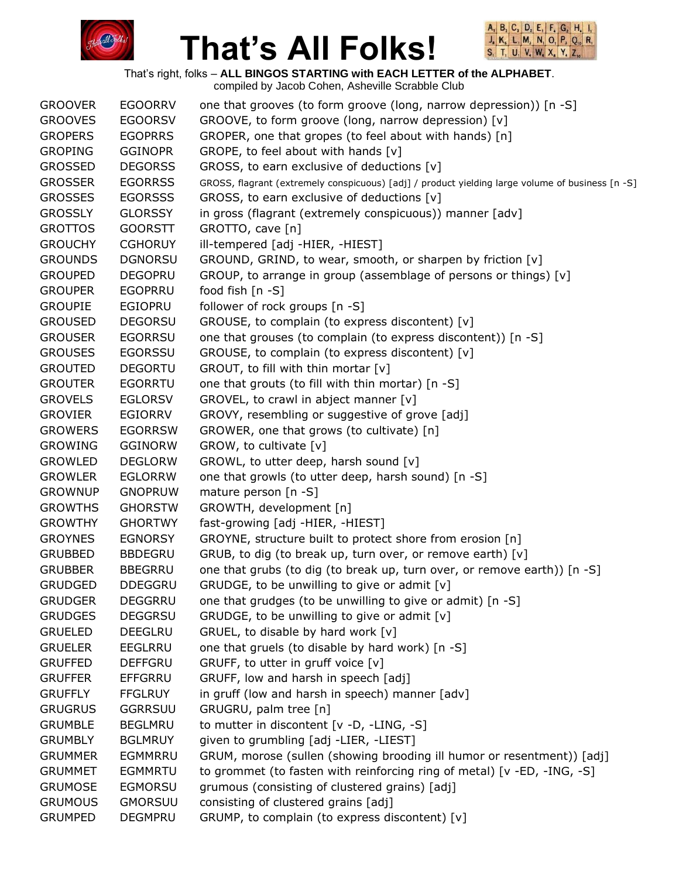# That's All Folks!

That's right, folks – **ALL BINGOS STARTING with EACH LETTER of the ALPHABET**.
compiled by Jacob Cohen, Asheville Scrabble Club

| | | |
|---|---|---|
| GROOVER | EGOORRV | one that grooves (to form groove (long, narrow depression)) [n -S] |
| GROOVES | EGOORSV | GROOVE, to form groove (long, narrow depression) [v] |
| GROPERS | EGOPRRS | GROPER, one that gropes (to feel about with hands) [n] |
| GROPING | GGINOPR | GROPE, to feel about with hands [v] |
| GROSSED | DEGORSS | GROSS, to earn exclusive of deductions [v] |
| GROSSER | EGORRSS | GROSS, flagrant (extremely conspicuous) [adj] / product yielding large volume of business [n -S] |
| GROSSES | EGORSSS | GROSS, to earn exclusive of deductions [v] |
| GROSSLY | GLORSSY | in gross (flagrant (extremely conspicuous)) manner [adv] |
| GROTTOS | GOORSTT | GROTTO, cave [n] |
| GROUCHY | CGHORUY | ill-tempered [adj -HIER, -HIEST] |
| GROUNDS | DGNORSU | GROUND, GRIND, to wear, smooth, or sharpen by friction [v] |
| GROUPED | DEGOPRU | GROUP, to arrange in group (assemblage of persons or things) [v] |
| GROUPER | EGOPRRU | food fish [n -S] |
| GROUPIE | EGIOPRU | follower of rock groups [n -S] |
| GROUSED | DEGORSU | GROUSE, to complain (to express discontent) [v] |
| GROUSER | EGORRSU | one that grouses (to complain (to express discontent)) [n -S] |
| GROUSES | EGORSSU | GROUSE, to complain (to express discontent) [v] |
| GROUTED | DEGORTU | GROUT, to fill with thin mortar [v] |
| GROUTER | EGORRTU | one that grouts (to fill with thin mortar) [n -S] |
| GROVELS | EGLORSV | GROVEL, to crawl in abject manner [v] |
| GROVIER | EGIORRV | GROVY, resembling or suggestive of grove [adj] |
| GROWERS | EGORRSW | GROWER, one that grows (to cultivate) [n] |
| GROWING | GGINORW | GROW, to cultivate [v] |
| GROWLED | DEGLORW | GROWL, to utter deep, harsh sound [v] |
| GROWLER | EGLORRW | one that growls (to utter deep, harsh sound) [n -S] |
| GROWNUP | GNOPRUW | mature person [n -S] |
| GROWTHS | GHORSTW | GROWTH, development [n] |
| GROWTHY | GHORTWY | fast-growing [adj -HIER, -HIEST] |
| GROYNES | EGNORSY | GROYNE, structure built to protect shore from erosion [n] |
| GRUBBED | BBDEGRU | GRUB, to dig (to break up, turn over, or remove earth) [v] |
| GRUBBER | BBEGRRU | one that grubs (to dig (to break up, turn over, or remove earth)) [n -S] |
| GRUDGED | DDEGGRU | GRUDGE, to be unwilling to give or admit [v] |
| GRUDGER | DEGGRRU | one that grudges (to be unwilling to give or admit) [n -S] |
| GRUDGES | DEGGRSU | GRUDGE, to be unwilling to give or admit [v] |
| GRUELED | DEEGLRU | GRUEL, to disable by hard work [v] |
| GRUELER | EEGLRRU | one that gruels (to disable by hard work) [n -S] |
| GRUFFED | DEFFGRU | GRUFF, to utter in gruff voice [v] |
| GRUFFER | EFFGRRU | GRUFF, low and harsh in speech [adj] |
| GRUFFLY | FFGLRUY | in gruff (low and harsh in speech) manner [adv] |
| GRUGRUS | GGRRSUU | GRUGRU, palm tree [n] |
| GRUMBLE | BEGLMRU | to mutter in discontent [v -D, -LING, -S] |
| GRUMBLY | BGLMRUY | given to grumbling [adj -LIER, -LIEST] |
| GRUMMER | EGMMRRU | GRUM, morose (sullen (showing brooding ill humor or resentment)) [adj] |
| GRUMMET | EGMMRTU | to grommet (to fasten with reinforcing ring of metal) [v -ED, -ING, -S] |
| GRUMOSE | EGMORSU | grumous (consisting of clustered grains) [adj] |
| GRUMOUS | GMORSUU | consisting of clustered grains [adj] |
| GRUMPED | DEGMPRU | GRUMP, to complain (to express discontent) [v] |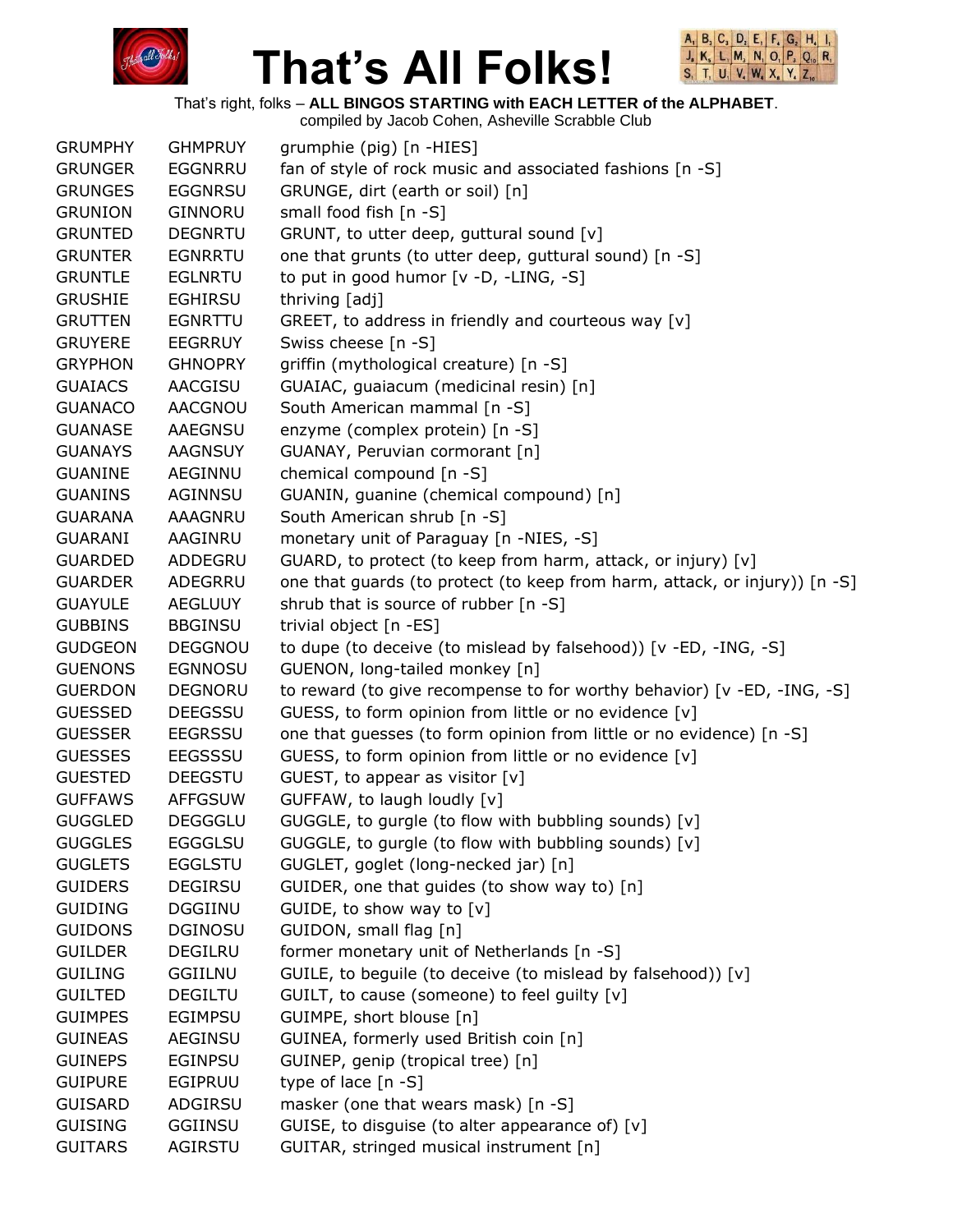# That's All Folks!

That's right, folks – **ALL BINGOS STARTING with EACH LETTER of the ALPHABET**.
compiled by Jacob Cohen, Asheville Scrabble Club

| | | |
|---|---|---|
| GRUMPHY | GHMPRUY | grumphie (pig) [n -HIES] |
| GRUNGER | EGGNRRU | fan of style of rock music and associated fashions [n -S] |
| GRUNGES | EGGNRSU | GRUNGE, dirt (earth or soil) [n] |
| GRUNION | GINNORU | small food fish [n -S] |
| GRUNTED | DEGNRTU | GRUNT, to utter deep, guttural sound [v] |
| GRUNTER | EGNRRTU | one that grunts (to utter deep, guttural sound) [n -S] |
| GRUNTLE | EGLNRTU | to put in good humor [v -D, -LING, -S] |
| GRUSHIE | EGHIRSU | thriving [adj] |
| GRUTTEN | EGNRTTU | GREET, to address in friendly and courteous way [v] |
| GRUYERE | EEGRRUY | Swiss cheese [n -S] |
| GRYPHON | GHNOPRY | griffin (mythological creature) [n -S] |
| GUAIACS | AACGISU | GUAIAC, guaiacum (medicinal resin) [n] |
| GUANACO | AACGNOU | South American mammal [n -S] |
| GUANASE | AAEGNSU | enzyme (complex protein) [n -S] |
| GUANAYS | AAGNSUY | GUANAY, Peruvian cormorant [n] |
| GUANINE | AEGINNU | chemical compound [n -S] |
| GUANINS | AGINNSU | GUANIN, guanine (chemical compound) [n] |
| GUARANA | AAAGNRU | South American shrub [n -S] |
| GUARANI | AAGINRU | monetary unit of Paraguay [n -NIES, -S] |
| GUARDED | ADDEGRU | GUARD, to protect (to keep from harm, attack, or injury) [v] |
| GUARDER | ADEGRRU | one that guards (to protect (to keep from harm, attack, or injury)) [n -S] |
| GUAYULE | AEGLUUY | shrub that is source of rubber [n -S] |
| GUBBINS | BBGINSU | trivial object [n -ES] |
| GUDGEON | DEGGNOU | to dupe (to deceive (to mislead by falsehood)) [v -ED, -ING, -S] |
| GUENONS | EGNNOSU | GUENON, long-tailed monkey [n] |
| GUERDON | DEGNORU | to reward (to give recompense to for worthy behavior) [v -ED, -ING, -S] |
| GUESSED | DEEGSSU | GUESS, to form opinion from little or no evidence [v] |
| GUESSER | EEGRSSU | one that guesses (to form opinion from little or no evidence) [n -S] |
| GUESSES | EEGSSSU | GUESS, to form opinion from little or no evidence [v] |
| GUESTED | DEEGSTU | GUEST, to appear as visitor [v] |
| GUFFAWS | AFFGSUW | GUFFAW, to laugh loudly [v] |
| GUGGLED | DEGGGLU | GUGGLE, to gurgle (to flow with bubbling sounds) [v] |
| GUGGLES | EGGGLSU | GUGGLE, to gurgle (to flow with bubbling sounds) [v] |
| GUGLETS | EGGLSTU | GUGLET, goglet (long-necked jar) [n] |
| GUIDERS | DEGIRSU | GUIDER, one that guides (to show way to) [n] |
| GUIDING | DGGIINU | GUIDE, to show way to [v] |
| GUIDONS | DGINOSU | GUIDON, small flag [n] |
| GUILDER | DEGILRU | former monetary unit of Netherlands [n -S] |
| GUILING | GGIILNU | GUILE, to beguile (to deceive (to mislead by falsehood)) [v] |
| GUILTED | DEGILTU | GUILT, to cause (someone) to feel guilty [v] |
| GUIMPES | EGIMPSU | GUIMPE, short blouse [n] |
| GUINEAS | AEGINSU | GUINEA, formerly used British coin [n] |
| GUINEPS | EGINPSU | GUINEP, genip (tropical tree) [n] |
| GUIPURE | EGIPRUU | type of lace [n -S] |
| GUISARD | ADGIRSU | masker (one that wears mask) [n -S] |
| GUISING | GGIINSU | GUISE, to disguise (to alter appearance of) [v] |
| GUITARS | AGIRSTU | GUITAR, stringed musical instrument [n] |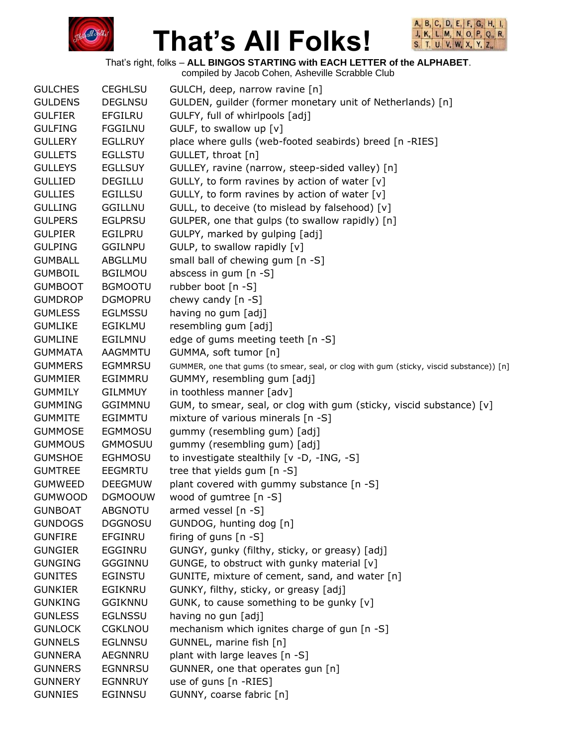# That's All Folks!

That's right, folks – **ALL BINGOS STARTING with EACH LETTER of the ALPHABET**.
compiled by Jacob Cohen, Asheville Scrabble Club

| | | |
|---|---|---|
| GULCHES | CEGHLSU | GULCH, deep, narrow ravine [n] |
| GULDENS | DEGLNSU | GULDEN, guilder (former monetary unit of Netherlands) [n] |
| GULFIER | EFGILRU | GULFY, full of whirlpools [adj] |
| GULFING | FGGILNU | GULF, to swallow up [v] |
| GULLERY | EGLLRUY | place where gulls (web-footed seabirds) breed [n -RIES] |
| GULLETS | EGLLSTU | GULLET, throat [n] |
| GULLEYS | EGLLSUY | GULLEY, ravine (narrow, steep-sided valley) [n] |
| GULLIED | DEGILLU | GULLY, to form ravines by action of water [v] |
| GULLIES | EGILLSU | GULLY, to form ravines by action of water [v] |
| GULLING | GGILLNU | GULL, to deceive (to mislead by falsehood) [v] |
| GULPERS | EGLPRSU | GULPER, one that gulps (to swallow rapidly) [n] |
| GULPIER | EGILPRU | GULPY, marked by gulping [adj] |
| GULPING | GGILNPU | GULP, to swallow rapidly [v] |
| GUMBALL | ABGLLMU | small ball of chewing gum [n -S] |
| GUMBOIL | BGILMOU | abscess in gum [n -S] |
| GUMBOOT | BGMOOTU | rubber boot [n -S] |
| GUMDROP | DGMOPRU | chewy candy [n -S] |
| GUMLESS | EGLMSSU | having no gum [adj] |
| GUMLIKE | EGIKLMU | resembling gum [adj] |
| GUMLINE | EGILMNU | edge of gums meeting teeth [n -S] |
| GUMMATA | AAGMMTU | GUMMA, soft tumor [n] |
| GUMMERS | EGMMRSU | GUMMER, one that gums (to smear, seal, or clog with gum (sticky, viscid substance)) [n] |
| GUMMIER | EGIMMRU | GUMMY, resembling gum [adj] |
| GUMMILY | GILMMUY | in toothless manner [adv] |
| GUMMING | GGIMMNU | GUM, to smear, seal, or clog with gum (sticky, viscid substance) [v] |
| GUMMITE | EGIMMTU | mixture of various minerals [n -S] |
| GUMMOSE | EGMMOSU | gummy (resembling gum) [adj] |
| GUMMOUS | GMMOSUU | gummy (resembling gum) [adj] |
| GUMSHOE | EGHMOSU | to investigate stealthily [v -D, -ING, -S] |
| GUMTREE | EEGMRTU | tree that yields gum [n -S] |
| GUMWEED | DEEGMUW | plant covered with gummy substance [n -S] |
| GUMWOOD | DGMOOUW | wood of gumtree [n -S] |
| GUNBOAT | ABGNOTU | armed vessel [n -S] |
| GUNDOGS | DGGNOSU | GUNDOG, hunting dog [n] |
| GUNFIRE | EFGINRU | firing of guns [n -S] |
| GUNGIER | EGGINRU | GUNGY, gunky (filthy, sticky, or greasy) [adj] |
| GUNGING | GGGINNU | GUNGE, to obstruct with gunky material [v] |
| GUNITES | EGINSTU | GUNITE, mixture of cement, sand, and water [n] |
| GUNKIER | EGIKNRU | GUNKY, filthy, sticky, or greasy [adj] |
| GUNKING | GGIKNNU | GUNK, to cause something to be gunky [v] |
| GUNLESS | EGLNSSU | having no gun [adj] |
| GUNLOCK | CGKLNOU | mechanism which ignites charge of gun [n -S] |
| GUNNELS | EGLNNSU | GUNNEL, marine fish [n] |
| GUNNERA | AEGNNRU | plant with large leaves [n -S] |
| GUNNERS | EGNNRSU | GUNNER, one that operates gun [n] |
| GUNNERY | EGNNRUY | use of guns [n -RIES] |
| GUNNIES | EGINNSU | GUNNY, coarse fabric [n] |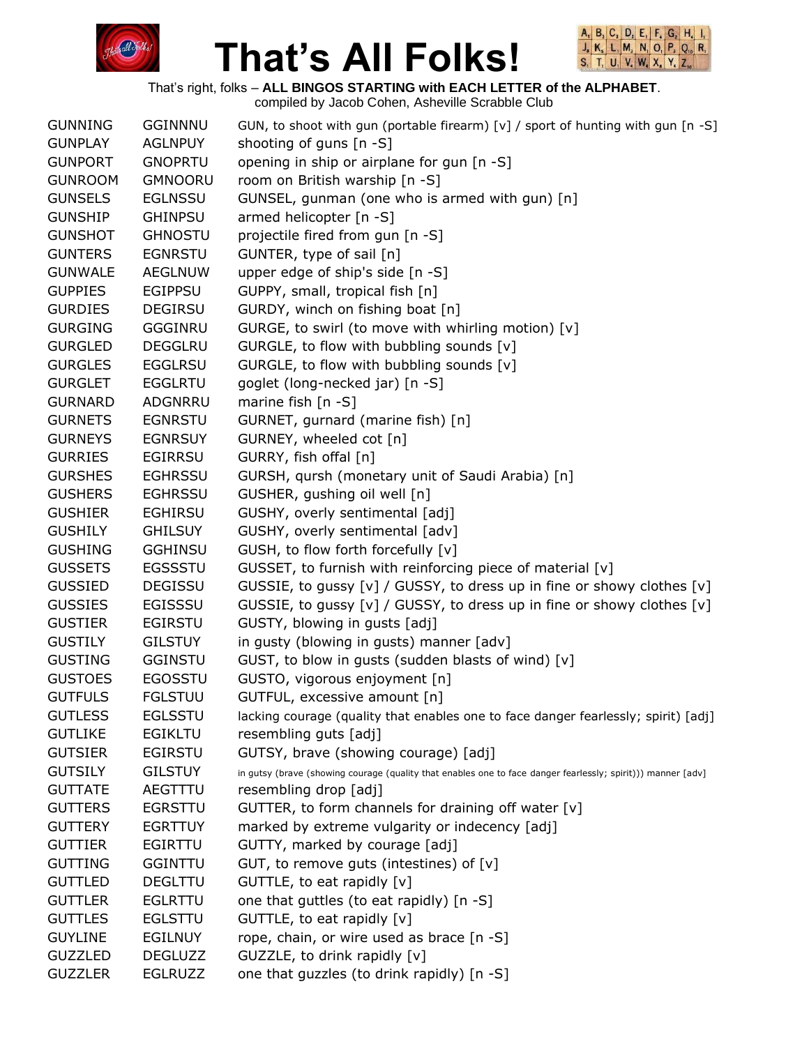# That's All Folks!

That's right, folks – **ALL BINGOS STARTING with EACH LETTER of the ALPHABET**.
compiled by Jacob Cohen, Asheville Scrabble Club

| | | |
|---|---|---|
| GUNNING | GGINNNU | GUN, to shoot with gun (portable firearm) [v] / sport of hunting with gun [n -S] |
| GUNPLAY | AGLNPUY | shooting of guns [n -S] |
| GUNPORT | GNOPRTU | opening in ship or airplane for gun [n -S] |
| GUNROOM | GMNOORU | room on British warship [n -S] |
| GUNSELS | EGLNSSU | GUNSEL, gunman (one who is armed with gun) [n] |
| GUNSHIP | GHINPSU | armed helicopter [n -S] |
| GUNSHOT | GHNOSTU | projectile fired from gun [n -S] |
| GUNTERS | EGNRSTU | GUNTER, type of sail [n] |
| GUNWALE | AEGLNUW | upper edge of ship's side [n -S] |
| GUPPIES | EGIPPSU | GUPPY, small, tropical fish [n] |
| GURDIES | DEGIRSU | GURDY, winch on fishing boat [n] |
| GURGING | GGGINRU | GURGE, to swirl (to move with whirling motion) [v] |
| GURGLED | DEGGLRU | GURGLE, to flow with bubbling sounds [v] |
| GURGLES | EGGLRSU | GURGLE, to flow with bubbling sounds [v] |
| GURGLET | EGGLRTU | goglet (long-necked jar) [n -S] |
| GURNARD | ADGNRRU | marine fish [n -S] |
| GURNETS | EGNRSTU | GURNET, gurnard (marine fish) [n] |
| GURNEYS | EGNRSUY | GURNEY, wheeled cot [n] |
| GURRIES | EGIRRSU | GURRY, fish offal [n] |
| GURSHES | EGHRSSU | GURSH, qursh (monetary unit of Saudi Arabia) [n] |
| GUSHERS | EGHRSSU | GUSHER, gushing oil well [n] |
| GUSHIER | EGHIRSU | GUSHY, overly sentimental [adj] |
| GUSHILY | GHILSUY | GUSHY, overly sentimental [adv] |
| GUSHING | GGHINSU | GUSH, to flow forth forcefully [v] |
| GUSSETS | EGSSSTU | GUSSET, to furnish with reinforcing piece of material [v] |
| GUSSIED | DEGISSU | GUSSIE, to gussy [v] / GUSSY, to dress up in fine or showy clothes [v] |
| GUSSIES | EGISSSU | GUSSIE, to gussy [v] / GUSSY, to dress up in fine or showy clothes [v] |
| GUSTIER | EGIRSTU | GUSTY, blowing in gusts [adj] |
| GUSTILY | GILSTUY | in gusty (blowing in gusts) manner [adv] |
| GUSTING | GGINSTU | GUST, to blow in gusts (sudden blasts of wind) [v] |
| GUSTOES | EGOSSTU | GUSTO, vigorous enjoyment [n] |
| GUTFULS | FGLSTUU | GUTFUL, excessive amount [n] |
| GUTLESS | EGLSSTU | lacking courage (quality that enables one to face danger fearlessly; spirit) [adj] |
| GUTLIKE | EGIKLTU | resembling guts [adj] |
| GUTSIER | EGIRSTU | GUTSY, brave (showing courage) [adj] |
| GUTSILY | GILSTUY | in gutsy (brave (showing courage (quality that enables one to face danger fearlessly; spirit))) manner [adv] |
| GUTTATE | AEGTTTU | resembling drop [adj] |
| GUTTERS | EGRSTTU | GUTTER, to form channels for draining off water [v] |
| GUTTERY | EGRTTUY | marked by extreme vulgarity or indecency [adj] |
| GUTTIER | EGIRTTU | GUTTY, marked by courage [adj] |
| GUTTING | GGINTTU | GUT, to remove guts (intestines) of [v] |
| GUTTLED | DEGLTTU | GUTTLE, to eat rapidly [v] |
| GUTTLER | EGLRTTU | one that guttles (to eat rapidly) [n -S] |
| GUTTLES | EGLSTTU | GUTTLE, to eat rapidly [v] |
| GUYLINE | EGILNUY | rope, chain, or wire used as brace [n -S] |
| GUZZLED | DEGLUZZ | GUZZLE, to drink rapidly [v] |
| GUZZLER | EGLRUZZ | one that guzzles (to drink rapidly) [n -S] |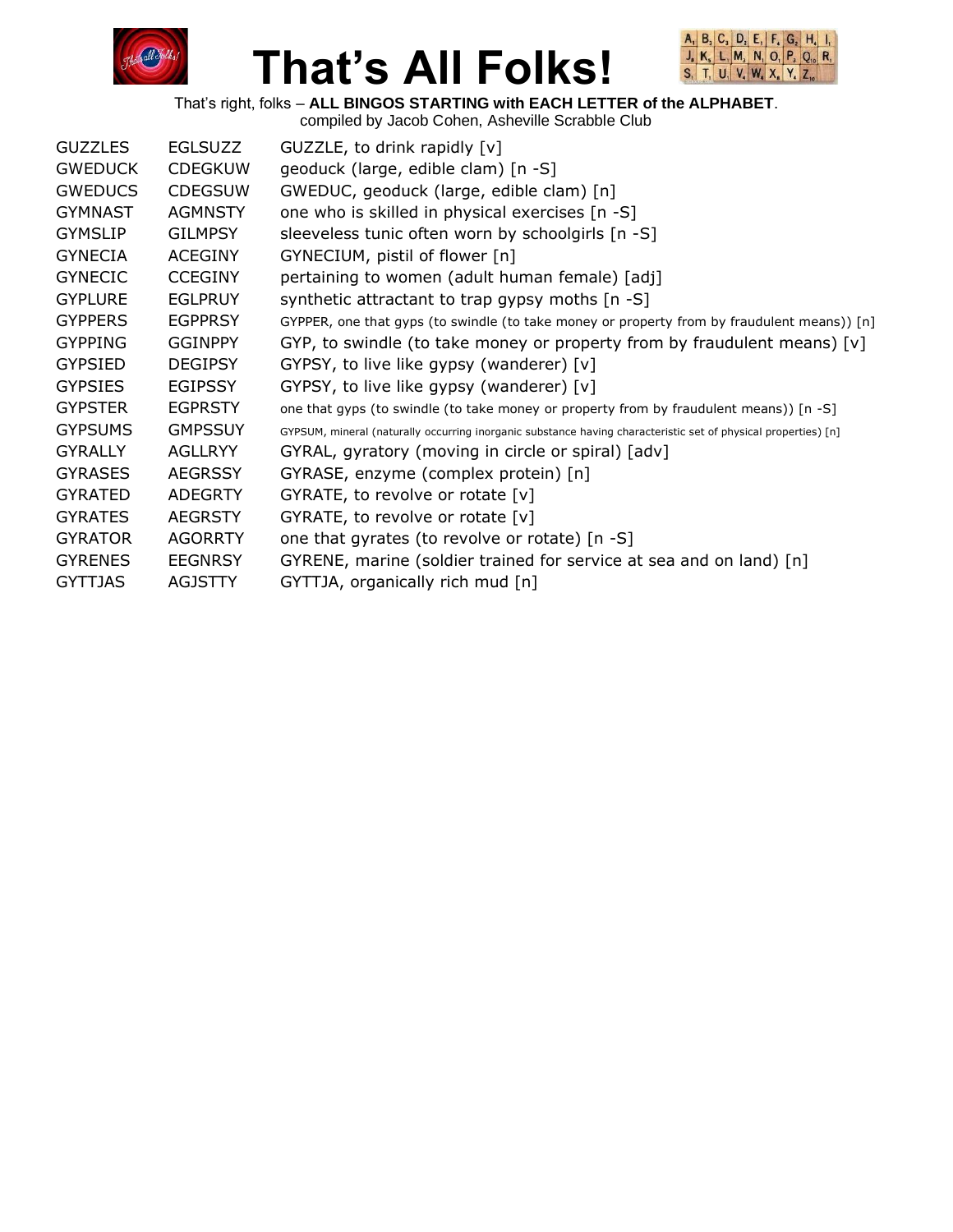# That's All Folks!

That's right, folks – **ALL BINGOS STARTING with EACH LETTER of the ALPHABET**.
compiled by Jacob Cohen, Asheville Scrabble Club

| | | |
|---|---|---|
| GUZZLES | EGLSUZZ | GUZZLE, to drink rapidly [v] |
| GWEDUCK | CDEGKUW | geoduck (large, edible clam) [n -S] |
| GWEDUCS | CDEGSUW | GWEDUC, geoduck (large, edible clam) [n] |
| GYMNAST | AGMNSTY | one who is skilled in physical exercises [n -S] |
| GYMSLIP | GILMPSY | sleeveless tunic often worn by schoolgirls [n -S] |
| GYNECIA | ACEGINY | GYNECIUM, pistil of flower [n] |
| GYNECIC | CCEGINY | pertaining to women (adult human female) [adj] |
| GYPLURE | EGLPRUY | synthetic attractant to trap gypsy moths [n -S] |
| GYPPERS | EGPPRSY | GYPPER, one that gyps (to swindle (to take money or property from by fraudulent means)) [n] |
| GYPPING | GGINPPY | GYP, to swindle (to take money or property from by fraudulent means) [v] |
| GYPSIED | DEGIPSY | GYPSY, to live like gypsy (wanderer) [v] |
| GYPSIES | EGIPSSY | GYPSY, to live like gypsy (wanderer) [v] |
| GYPSTER | EGPRSTY | one that gyps (to swindle (to take money or property from by fraudulent means)) [n -S] |
| GYPSUMS | GMPSSUY | GYPSUM, mineral (naturally occurring inorganic substance having characteristic set of physical properties) [n] |
| GYRALLY | AGLLRYY | GYRAL, gyratory (moving in circle or spiral) [adv] |
| GYRASES | AEGRSSY | GYRASE, enzyme (complex protein) [n] |
| GYRATED | ADEGRTY | GYRATE, to revolve or rotate [v] |
| GYRATES | AEGRSTY | GYRATE, to revolve or rotate [v] |
| GYRATOR | AGORRTY | one that gyrates (to revolve or rotate) [n -S] |
| GYRENES | EEGNRSY | GYRENE, marine (soldier trained for service at sea and on land) [n] |
| GYTTJAS | AGJSTTY | GYTTJA, organically rich mud [n] |